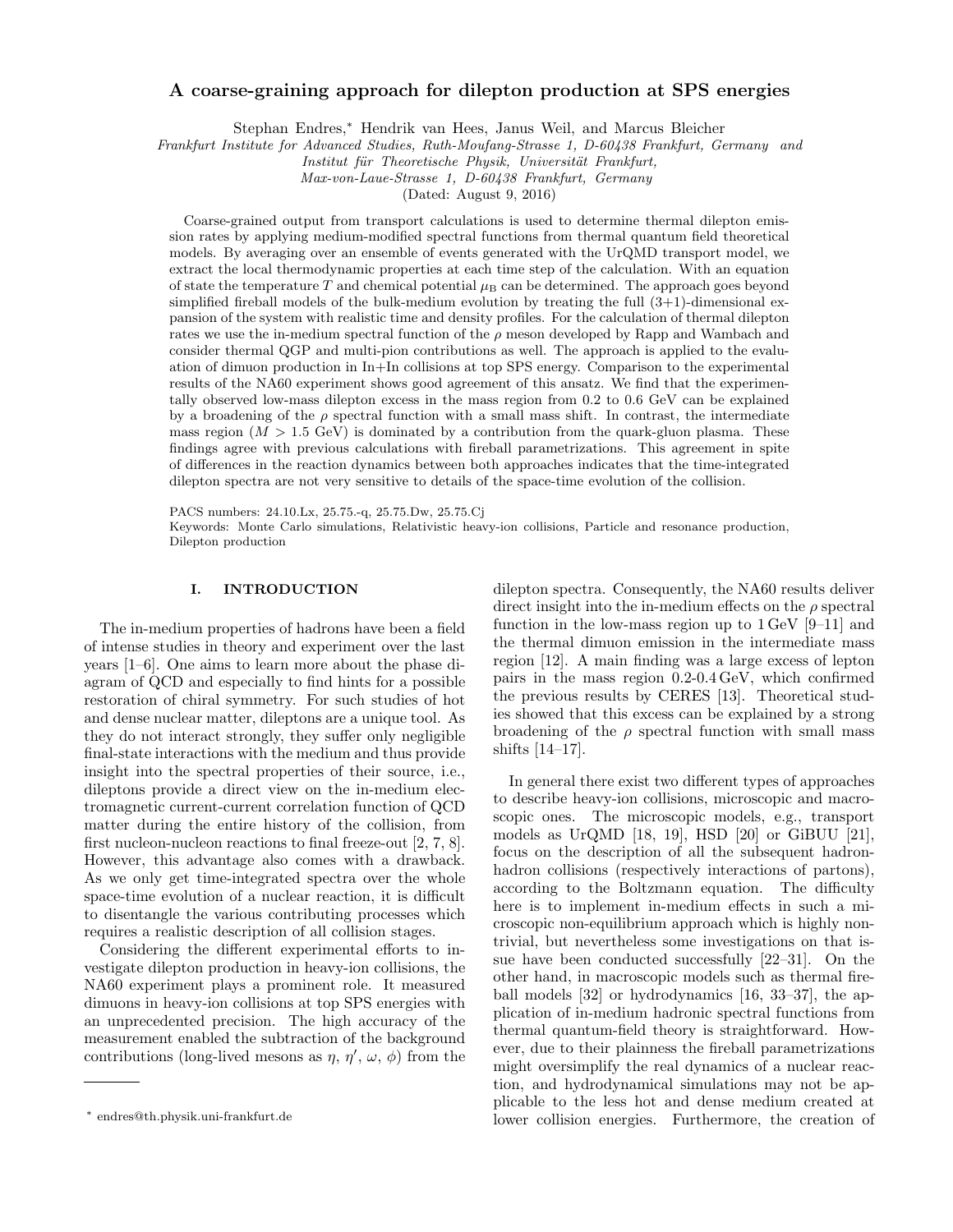# A coarse-graining approach for dilepton production at SPS energies

Stephan Endres,* Hendrik van Hees, Janus Weil, and Marcus Bleicher

*Frankfurt Institute for Advanced Studies, Ruth-Moufang-Strasse 1, D-60438 Frankfurt, Germany and*
*Institut für Theoretische Physik, Universität Frankfurt,*
*Max-von-Laue-Strasse 1, D-60438 Frankfurt, Germany*

(Dated: August 9, 2016)

Coarse-grained output from transport calculations is used to determine thermal dilepton emission rates by applying medium-modified spectral functions from thermal quantum field theoretical models. By averaging over an ensemble of events generated with the UrQMD transport model, we extract the local thermodynamic properties at each time step of the calculation. With an equation of state the temperature $T$ and chemical potential $\mu_{\mathrm{B}}$ can be determined. The approach goes beyond simplified fireball models of the bulk-medium evolution by treating the full (3+1)-dimensional expansion of the system with realistic time and density profiles. For the calculation of thermal dilepton rates we use the in-medium spectral function of the $\rho$ meson developed by Rapp and Wambach and consider thermal QGP and multi-pion contributions as well. The approach is applied to the evaluation of dimuon production in In+In collisions at top SPS energy. Comparison to the experimental results of the NA60 experiment shows good agreement of this ansatz. We find that the experimentally observed low-mass dilepton excess in the mass region from 0.2 to 0.6 GeV can be explained by a broadening of the $\rho$ spectral function with a small mass shift. In contrast, the intermediate mass region ($M > 1.5$ GeV) is dominated by a contribution from the quark-gluon plasma. These findings agree with previous calculations with fireball parametrizations. This agreement in spite of differences in the reaction dynamics between both approaches indicates that the time-integrated dilepton spectra are not very sensitive to details of the space-time evolution of the collision.

PACS numbers: 24.10.Lx, 25.75.-q, 25.75.Dw, 25.75.Cj

Keywords: Monte Carlo simulations, Relativistic heavy-ion collisions, Particle and resonance production, Dilepton production

## I. INTRODUCTION

The in-medium properties of hadrons have been a field of intense studies in theory and experiment over the last years [1–6]. One aims to learn more about the phase diagram of QCD and especially to find hints for a possible restoration of chiral symmetry. For such studies of hot and dense nuclear matter, dileptons are a unique tool. As they do not interact strongly, they suffer only negligible final-state interactions with the medium and thus provide insight into the spectral properties of their source, i.e., dileptons provide a direct view on the in-medium electromagnetic current-current correlation function of QCD matter during the entire history of the collision, from first nucleon-nucleon reactions to final freeze-out [2, 7, 8]. However, this advantage also comes with a drawback. As we only get time-integrated spectra over the whole space-time evolution of a nuclear reaction, it is difficult to disentangle the various contributing processes which requires a realistic description of all collision stages.

Considering the different experimental efforts to investigate dilepton production in heavy-ion collisions, the NA60 experiment plays a prominent role. It measured dimuons in heavy-ion collisions at top SPS energies with an unprecedented precision. The high accuracy of the measurement enabled the subtraction of the background contributions (long-lived mesons as $\eta$, $\eta'$, $\omega$, $\phi$) from the dilepton spectra. Consequently, the NA60 results deliver direct insight into the in-medium effects on the $\rho$ spectral function in the low-mass region up to 1 GeV [9–11] and the thermal dimuon emission in the intermediate mass region [12]. A main finding was a large excess of lepton pairs in the mass region 0.2-0.4 GeV, which confirmed the previous results by CERES [13]. Theoretical studies showed that this excess can be explained by a strong broadening of the $\rho$ spectral function with small mass shifts [14–17].

In general there exist two different types of approaches to describe heavy-ion collisions, microscopic and macroscopic ones. The microscopic models, e.g., transport models as UrQMD [18, 19], HSD [20] or GiBUU [21], focus on the description of all the subsequent hadron-hadron collisions (respectively interactions of partons), according to the Boltzmann equation. The difficulty here is to implement in-medium effects in such a microscopic non-equilibrium approach which is highly nontrivial, but nevertheless some investigations on that issue have been conducted successfully [22–31]. On the other hand, in macroscopic models such as thermal fireball models [32] or hydrodynamics [16, 33–37], the application of in-medium hadronic spectral functions from thermal quantum-field theory is straightforward. However, due to their plainness the fireball parametrizations might oversimplify the real dynamics of a nuclear reaction, and hydrodynamical simulations may not be applicable to the less hot and dense medium created at lower collision energies. Furthermore, the creation of

---

* endres@th.physik.uni-frankfurt.de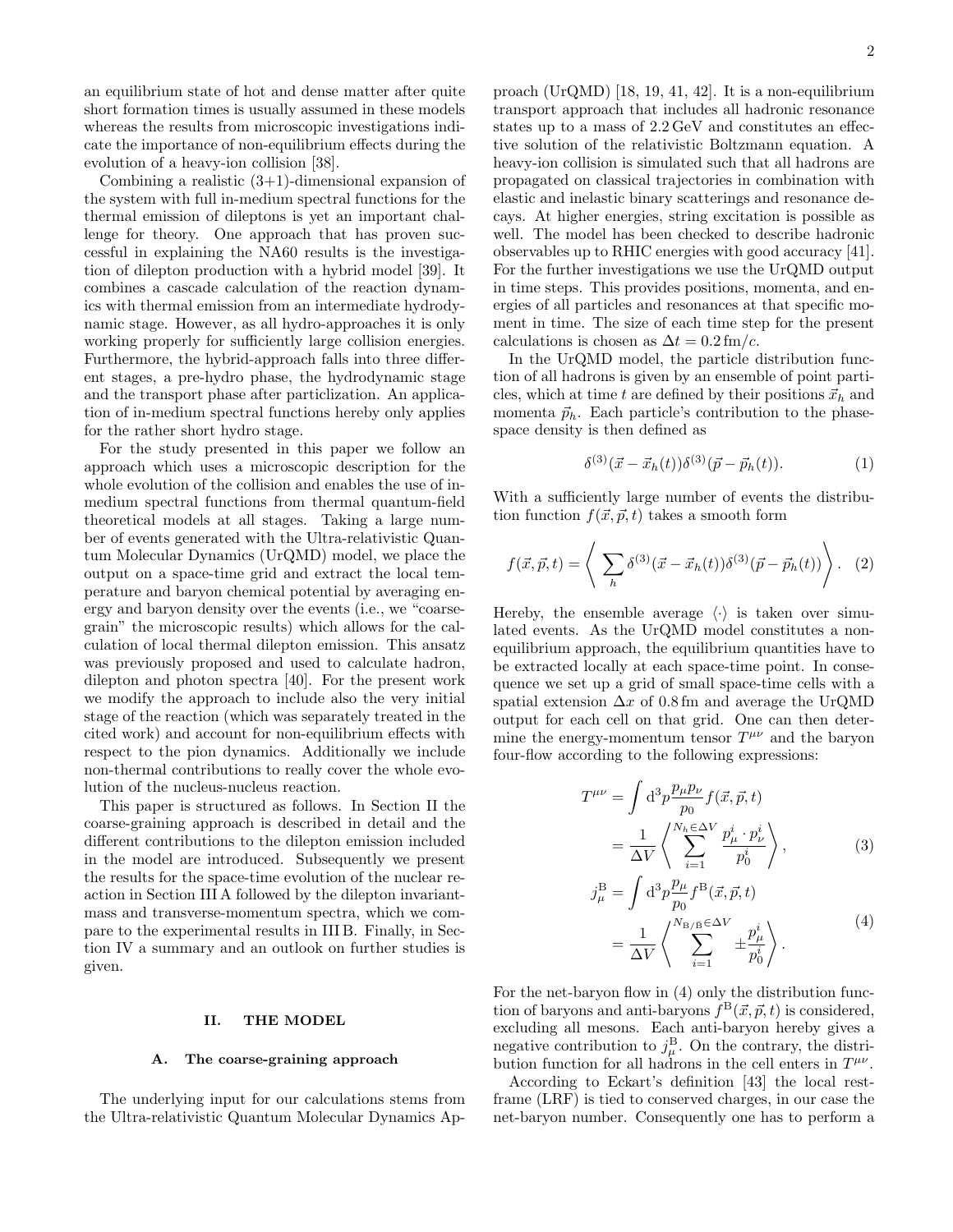an equilibrium state of hot and dense matter after quite short formation times is usually assumed in these models whereas the results from microscopic investigations indicate the importance of non-equilibrium effects during the evolution of a heavy-ion collision [38].

Combining a realistic (3+1)-dimensional expansion of the system with full in-medium spectral functions for the thermal emission of dileptons is yet an important challenge for theory. One approach that has proven successful in explaining the NA60 results is the investigation of dilepton production with a hybrid model [39]. It combines a cascade calculation of the reaction dynamics with thermal emission from an intermediate hydrodynamic stage. However, as all hydro-approaches it is only working properly for sufficiently large collision energies. Furthermore, the hybrid-approach falls into three different stages, a pre-hydro phase, the hydrodynamic stage and the transport phase after particlization. An application of in-medium spectral functions hereby only applies for the rather short hydro stage.

For the study presented in this paper we follow an approach which uses a microscopic description for the whole evolution of the collision and enables the use of in-medium spectral functions from thermal quantum-field theoretical models at all stages. Taking a large number of events generated with the Ultra-relativistic Quantum Molecular Dynamics (UrQMD) model, we place the output on a space-time grid and extract the local temperature and baryon chemical potential by averaging energy and baryon density over the events (i.e., we "coarse-grain" the microscopic results) which allows for the calculation of local thermal dilepton emission. This ansatz was previously proposed and used to calculate hadron, dilepton and photon spectra [40]. For the present work we modify the approach to include also the very initial stage of the reaction (which was separately treated in the cited work) and account for non-equilibrium effects with respect to the pion dynamics. Additionally we include non-thermal contributions to really cover the whole evolution of the nucleus-nucleus reaction.

This paper is structured as follows. In Section II the coarse-graining approach is described in detail and the different contributions to the dilepton emission included in the model are introduced. Subsequently we present the results for the space-time evolution of the nuclear reaction in Section III A followed by the dilepton invariant-mass and transverse-momentum spectra, which we compare to the experimental results in III B. Finally, in Section IV a summary and an outlook on further studies is given.

## II. THE MODEL

### A. The coarse-graining approach

The underlying input for our calculations stems from the Ultra-relativistic Quantum Molecular Dynamics Approach (UrQMD) [18, 19, 41, 42]. It is a non-equilibrium transport approach that includes all hadronic resonance states up to a mass of 2.2 GeV and constitutes an effective solution of the relativistic Boltzmann equation. A heavy-ion collision is simulated such that all hadrons are propagated on classical trajectories in combination with elastic and inelastic binary scatterings and resonance decays. At higher energies, string excitation is possible as well. The model has been checked to describe hadronic observables up to RHIC energies with good accuracy [41]. For the further investigations we use the UrQMD output in time steps. This provides positions, momenta, and energies of all particles and resonances at that specific moment in time. The size of each time step for the present calculations is chosen as $\Delta t = 0.2\,\mathrm{fm}/c$.

In the UrQMD model, the particle distribution function of all hadrons is given by an ensemble of point particles, which at time $t$ are defined by their positions $\vec{x}_h$ and momenta $\vec{p}_h$. Each particle's contribution to the phase-space density is then defined as

$$\delta^{(3)}(\vec{x} - \vec{x}_h(t))\delta^{(3)}(\vec{p} - \vec{p}_h(t)). \quad (1)$$

With a sufficiently large number of events the distribution function $f(\vec{x}, \vec{p}, t)$ takes a smooth form

$$f(\vec{x}, \vec{p}, t) = \left\langle \sum_h \delta^{(3)}(\vec{x} - \vec{x}_h(t))\delta^{(3)}(\vec{p} - \vec{p}_h(t)) \right\rangle. \quad (2)$$

Hereby, the ensemble average $\langle\cdot\rangle$ is taken over simulated events. As the UrQMD model constitutes a non-equilibrium approach, the equilibrium quantities have to be extracted locally at each space-time point. In consequence we set up a grid of small space-time cells with a spatial extension $\Delta x$ of 0.8 fm and average the UrQMD output for each cell on that grid. One can then determine the energy-momentum tensor $T^{\mu\nu}$ and the baryon four-flow according to the following expressions:

$$\begin{aligned} T^{\mu\nu} &= \int \mathrm{d}^3p \frac{p_\mu p_\nu}{p_0} f(\vec{x}, \vec{p}, t) \\ &= \frac{1}{\Delta V} \left\langle \sum_{i=1}^{N_h \in \Delta V} \frac{p^i_\mu \cdot p^i_\nu}{p^i_0} \right\rangle, \end{aligned} \quad (3)$$

$$\begin{aligned} j^{\mathrm{B}}_\mu &= \int \mathrm{d}^3p \frac{p_\mu}{p_0} f^{\mathrm{B}}(\vec{x}, \vec{p}, t) \\ &= \frac{1}{\Delta V} \left\langle \sum_{i=1}^{N_{\mathrm{B}/\bar{\mathrm{B}}} \in \Delta V} \pm \frac{p^i_\mu}{p^i_0} \right\rangle. \end{aligned} \quad (4)$$

For the net-baryon flow in (4) only the distribution function of baryons and anti-baryons $f^{\mathrm{B}}(\vec{x}, \vec{p}, t)$ is considered, excluding all mesons. Each anti-baryon hereby gives a negative contribution to $j^{\mathrm{B}}_\mu$. On the contrary, the distribution function for all hadrons in the cell enters in $T^{\mu\nu}$.

According to Eckart's definition [43] the local rest-frame (LRF) is tied to conserved charges, in our case the net-baryon number. Consequently one has to perform a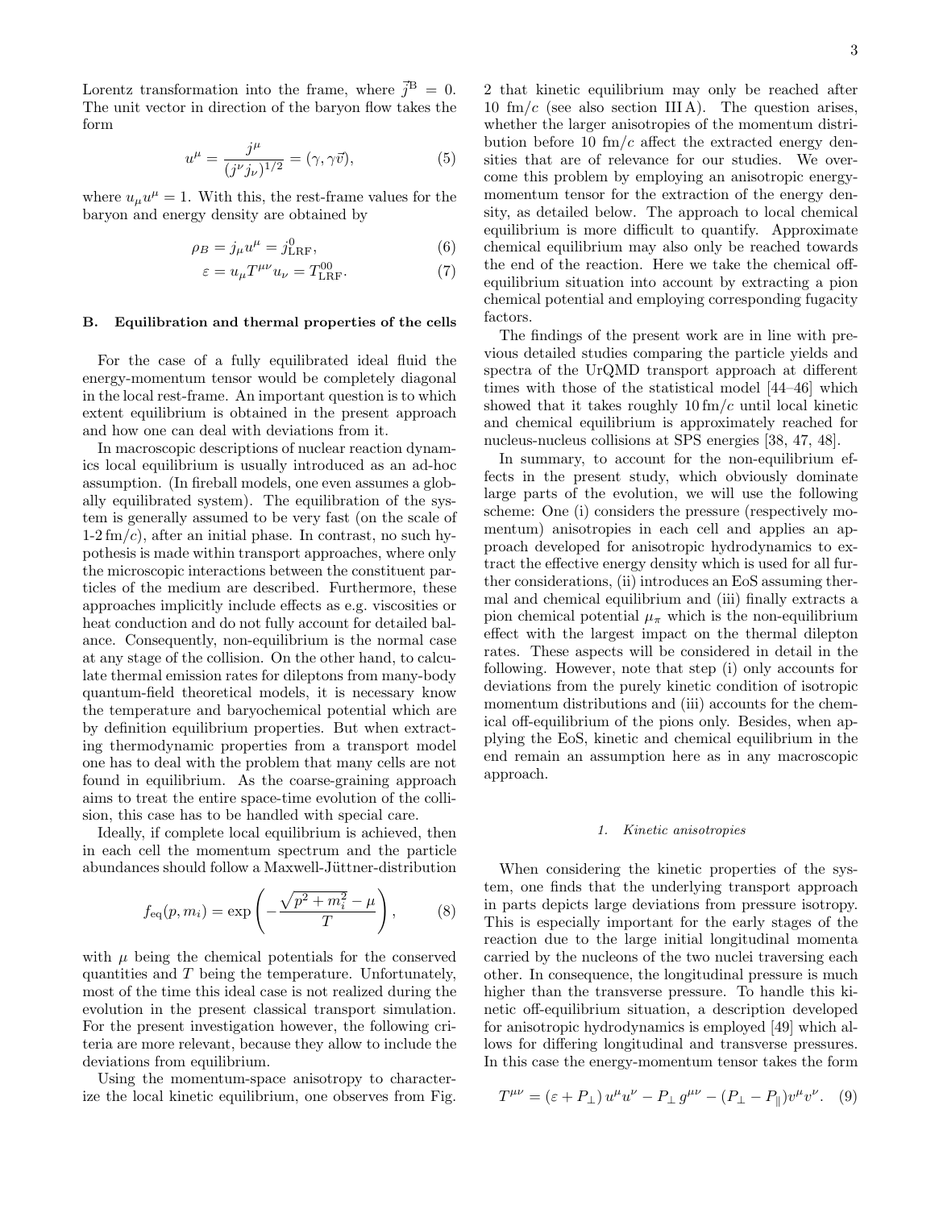Lorentz transformation into the frame, where $\vec{j}^{\,\mathrm{B}} = 0$. The unit vector in direction of the baryon flow takes the form

$$u^{\mu} = \frac{j^{\mu}}{(j^{\nu} j_{\nu})^{1/2}} = (\gamma, \gamma\vec{v}), \tag{5}$$

where $u_{\mu}u^{\mu} = 1$. With this, the rest-frame values for the baryon and energy density are obtained by

$$\rho_B = j_{\mu}u^{\mu} = j^{0}_{\mathrm{LRF}}, \tag{6}$$

$$\varepsilon = u_{\mu}T^{\mu\nu}u_{\nu} = T^{00}_{\mathrm{LRF}}. \tag{7}$$

### B. Equilibration and thermal properties of the cells

For the case of a fully equilibrated ideal fluid the energy-momentum tensor would be completely diagonal in the local rest-frame. An important question is to which extent equilibrium is obtained in the present approach and how one can deal with deviations from it.

In macroscopic descriptions of nuclear reaction dynamics local equilibrium is usually introduced as an ad-hoc assumption. (In fireball models, one even assumes a globally equilibrated system). The equilibration of the system is generally assumed to be very fast (on the scale of 1-2 fm/$c$), after an initial phase. In contrast, no such hypothesis is made within transport approaches, where only the microscopic interactions between the constituent particles of the medium are described. Furthermore, these approaches implicitly include effects as e.g. viscosities or heat conduction and do not fully account for detailed balance. Consequently, non-equilibrium is the normal case at any stage of the collision. On the other hand, to calculate thermal emission rates for dileptons from many-body quantum-field theoretical models, it is necessary know the temperature and baryochemical potential which are by definition equilibrium properties. But when extracting thermodynamic properties from a transport model one has to deal with the problem that many cells are not found in equilibrium. As the coarse-graining approach aims to treat the entire space-time evolution of the collision, this case has to be handled with special care.

Ideally, if complete local equilibrium is achieved, then in each cell the momentum spectrum and the particle abundances should follow a Maxwell-Jüttner-distribution

$$f_{\mathrm{eq}}(p, m_i) = \exp\left(-\frac{\sqrt{p^2 + m_i^2} - \mu}{T}\right), \tag{8}$$

with $\mu$ being the chemical potentials for the conserved quantities and $T$ being the temperature. Unfortunately, most of the time this ideal case is not realized during the evolution in the present classical transport simulation. For the present investigation however, the following criteria are more relevant, because they allow to include the deviations from equilibrium.

Using the momentum-space anisotropy to characterize the local kinetic equilibrium, one observes from Fig. 2 that kinetic equilibrium may only be reached after 10 fm/$c$ (see also section III A). The question arises, whether the larger anisotropies of the momentum distribution before 10 fm/$c$ affect the extracted energy densities that are of relevance for our studies. We overcome this problem by employing an anisotropic energy-momentum tensor for the extraction of the energy density, as detailed below. The approach to local chemical equilibrium is more difficult to quantify. Approximate chemical equilibrium may also only be reached towards the end of the reaction. Here we take the chemical off-equilibrium situation into account by extracting a pion chemical potential and employing corresponding fugacity factors.

The findings of the present work are in line with previous detailed studies comparing the particle yields and spectra of the UrQMD transport approach at different times with those of the statistical model [44–46] which showed that it takes roughly 10 fm/$c$ until local kinetic and chemical equilibrium is approximately reached for nucleus-nucleus collisions at SPS energies [38, 47, 48].

In summary, to account for the non-equilibrium effects in the present study, which obviously dominate large parts of the evolution, we will use the following scheme: One (i) considers the pressure (respectively momentum) anisotropies in each cell and applies an approach developed for anisotropic hydrodynamics to extract the effective energy density which is used for all further considerations, (ii) introduces an EoS assuming thermal and chemical equilibrium and (iii) finally extracts a pion chemical potential $\mu_{\pi}$ which is the non-equilibrium effect with the largest impact on the thermal dilepton rates. These aspects will be considered in detail in the following. However, note that step (i) only accounts for deviations from the purely kinetic condition of isotropic momentum distributions and (iii) accounts for the chemical off-equilibrium of the pions only. Besides, when applying the EoS, kinetic and chemical equilibrium in the end remain an assumption here as in any macroscopic approach.

#### 1. Kinetic anisotropies

When considering the kinetic properties of the system, one finds that the underlying transport approach in parts depicts large deviations from pressure isotropy. This is especially important for the early stages of the reaction due to the large initial longitudinal momenta carried by the nucleons of the two nuclei traversing each other. In consequence, the longitudinal pressure is much higher than the transverse pressure. To handle this kinetic off-equilibrium situation, a description developed for anisotropic hydrodynamics is employed [49] which allows for differing longitudinal and transverse pressures. In this case the energy-momentum tensor takes the form

$$T^{\mu\nu} = (\varepsilon + P_{\perp})\, u^{\mu}u^{\nu} - P_{\perp}\, g^{\mu\nu} - (P_{\perp} - P_{\parallel})v^{\mu}v^{\nu}. \tag{9}$$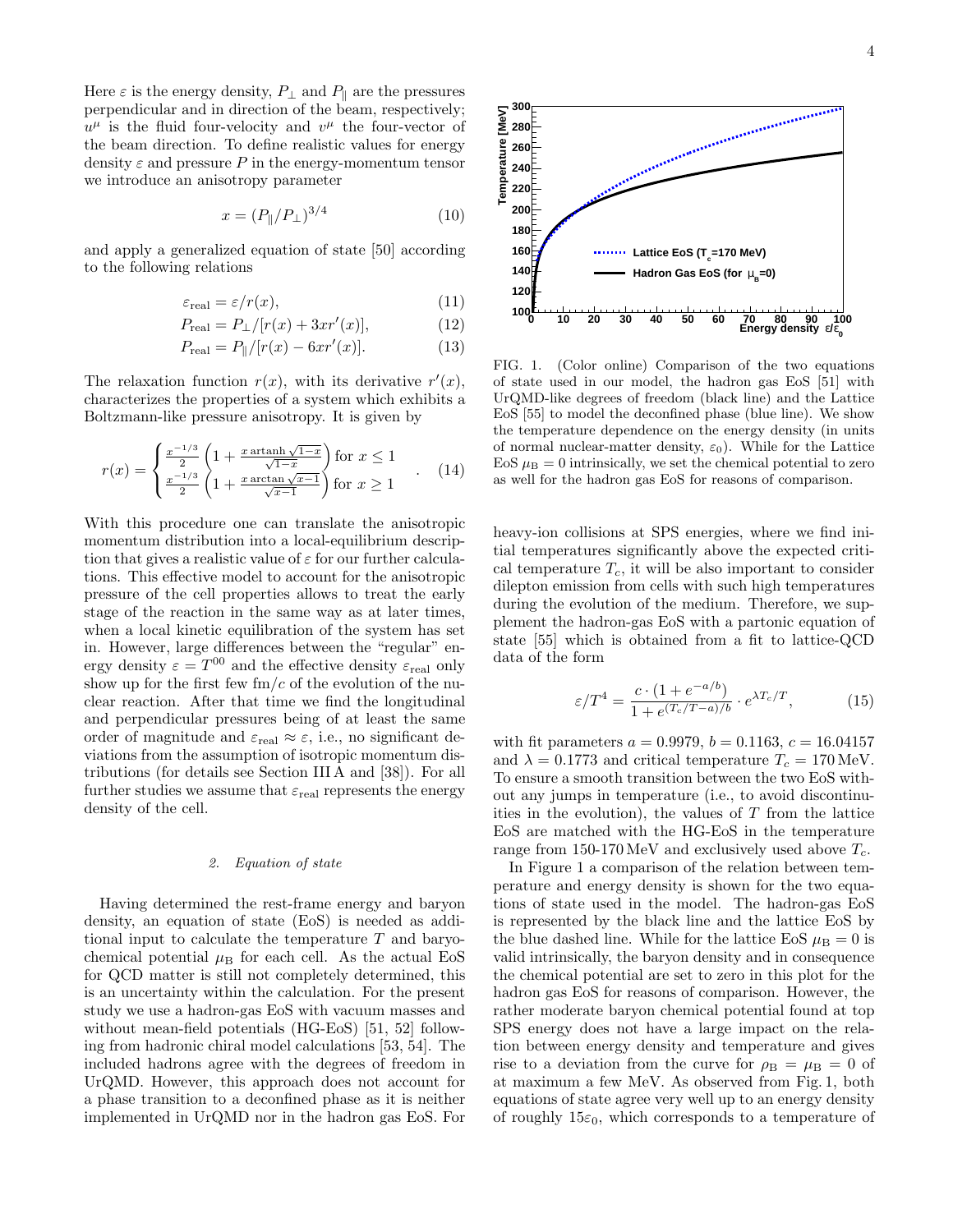Here $\varepsilon$ is the energy density, $P_\perp$ and $P_\parallel$ are the pressures perpendicular and in direction of the beam, respectively; $u^\mu$ is the fluid four-velocity and $v^\mu$ the four-vector of the beam direction. To define realistic values for energy density $\varepsilon$ and pressure $P$ in the energy-momentum tensor we introduce an anisotropy parameter

$$x = (P_\parallel / P_\perp)^{3/4} \tag{10}$$

and apply a generalized equation of state [50] according to the following relations

$$\varepsilon_{\text{real}} = \varepsilon / r(x), \tag{11}$$

$$P_{\text{real}} = P_\perp / [r(x) + 3x r'(x)], \tag{12}$$

$$P_{\text{real}} = P_\parallel / [r(x) - 6x r'(x)]. \tag{13}$$

The relaxation function $r(x)$, with its derivative $r'(x)$, characterizes the properties of a system which exhibits a Boltzmann-like pressure anisotropy. It is given by

$$r(x) = \begin{cases} \frac{x^{-1/3}}{2}\left(1 + \frac{x \operatorname{artanh}\sqrt{1-x}}{\sqrt{1-x}}\right) \text{ for } x \leq 1 \\ \frac{x^{-1/3}}{2}\left(1 + \frac{x \arctan\sqrt{x-1}}{\sqrt{x-1}}\right) \text{ for } x \geq 1 \end{cases}. \tag{14}$$

With this procedure one can translate the anisotropic momentum distribution into a local-equilibrium description that gives a realistic value of $\varepsilon$ for our further calculations. This effective model to account for the anisotropic pressure of the cell properties allows to treat the early stage of the reaction in the same way as at later times, when a local kinetic equilibration of the system has set in. However, large differences between the "regular" energy density $\varepsilon = T^{00}$ and the effective density $\varepsilon_{\text{real}}$ only show up for the first few fm/$c$ of the evolution of the nuclear reaction. After that time we find the longitudinal and perpendicular pressures being of at least the same order of magnitude and $\varepsilon_{\text{real}} \approx \varepsilon$, i.e., no significant deviations from the assumption of isotropic momentum distributions (for details see Section III A and [38]). For all further studies we assume that $\varepsilon_{\text{real}}$ represents the energy density of the cell.

#### *2. Equation of state*

Having determined the rest-frame energy and baryon density, an equation of state (EoS) is needed as additional input to calculate the temperature $T$ and baryochemical potential $\mu_{\text{B}}$ for each cell. As the actual EoS for QCD matter is still not completely determined, this is an uncertainty within the calculation. For the present study we use a hadron-gas EoS with vacuum masses and without mean-field potentials (HG-EoS) [51, 52] following from hadronic chiral model calculations [53, 54]. The included hadrons agree with the degrees of freedom in UrQMD. However, this approach does not account for a phase transition to a deconfined phase as it is neither implemented in UrQMD nor in the hadron gas EoS. For heavy-ion collisions at SPS energies, where we find initial temperatures significantly above the expected critical temperature $T_c$, it will be also important to consider dilepton emission from cells with such high temperatures during the evolution of the medium. Therefore, we supplement the hadron-gas EoS with a partonic equation of state [55] which is obtained from a fit to lattice-QCD data of the form

$$\varepsilon / T^4 = \frac{c \cdot (1 + e^{-a/b})}{1 + e^{(T_c/T - a)/b}} \cdot e^{\lambda T_c / T}, \tag{15}$$

with fit parameters $a = 0.9979$, $b = 0.1163$, $c = 16.04157$ and $\lambda = 0.1773$ and critical temperature $T_c = 170$ MeV. To ensure a smooth transition between the two EoS without any jumps in temperature (i.e., to avoid discontinuities in the evolution), the values of $T$ from the lattice EoS are matched with the HG-EoS in the temperature range from 150-170 MeV and exclusively used above $T_c$.

FIG. 1. (Color online) Comparison of the two equations of state used in our model, the hadron gas EoS [51] with UrQMD-like degrees of freedom (black line) and the Lattice EoS [55] to model the deconfined phase (blue line). We show the temperature dependence on the energy density (in units of normal nuclear-matter density, $\varepsilon_0$). While for the Lattice EoS $\mu_{\text{B}} = 0$ intrinsically, we set the chemical potential to zero as well for the hadron gas EoS for reasons of comparison.

In Figure 1 a comparison of the relation between temperature and energy density is shown for the two equations of state used in the model. The hadron-gas EoS is represented by the black line and the lattice EoS by the blue dashed line. While for the lattice EoS $\mu_{\text{B}} = 0$ is valid intrinsically, the baryon density and in consequence the chemical potential are set to zero in this plot for the hadron gas EoS for reasons of comparison. However, the rather moderate baryon chemical potential found at top SPS energy does not have a large impact on the relation between energy density and temperature and gives rise to a deviation from the curve for $\rho_{\text{B}} = \mu_{\text{B}} = 0$ of at maximum a few MeV. As observed from Fig. 1, both equations of state agree very well up to an energy density of roughly $15\varepsilon_0$, which corresponds to a temperature of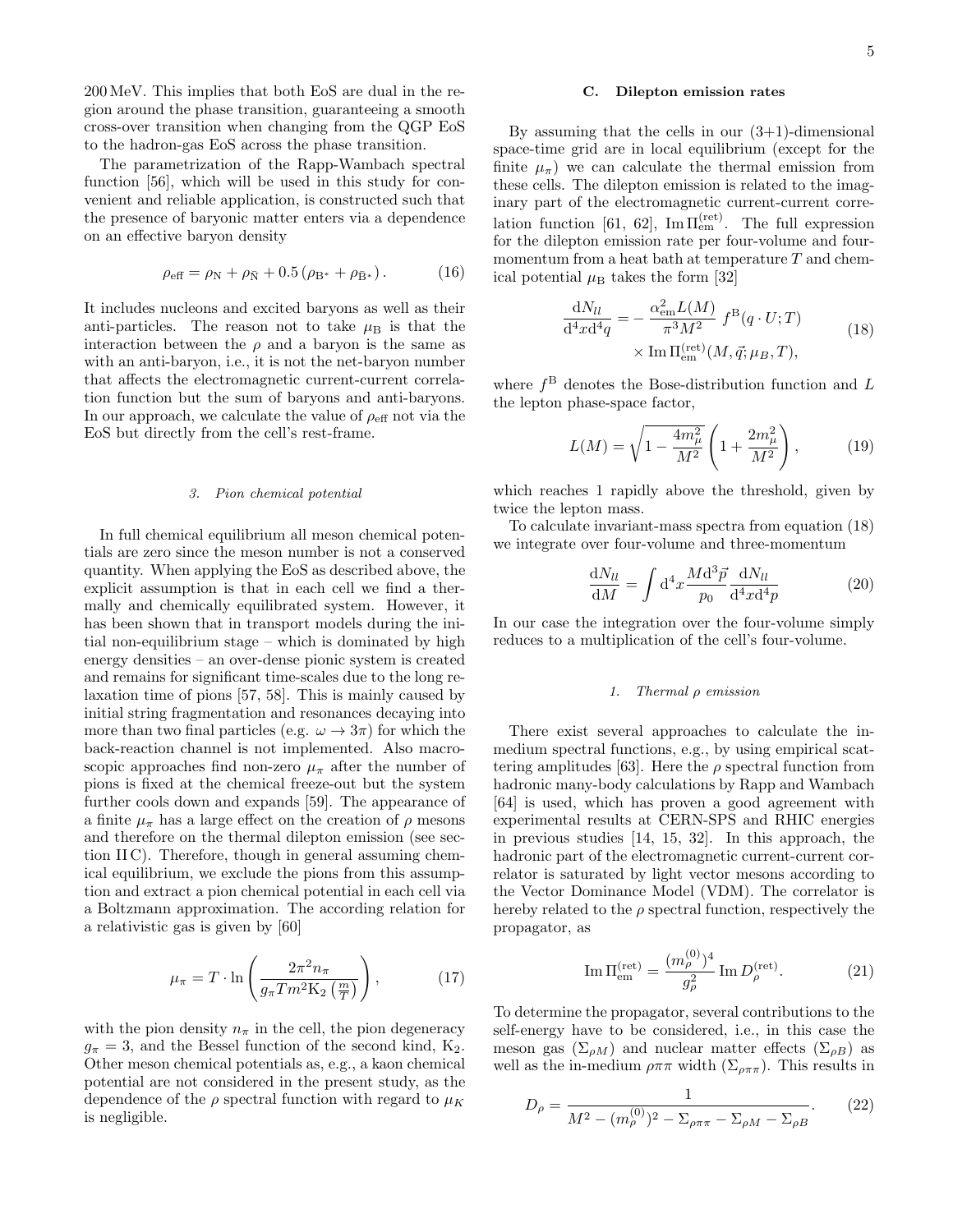200 MeV. This implies that both EoS are dual in the region around the phase transition, guaranteeing a smooth cross-over transition when changing from the QGP EoS to the hadron-gas EoS across the phase transition.

The parametrization of the Rapp-Wambach spectral function [56], which will be used in this study for convenient and reliable application, is constructed such that the presence of baryonic matter enters via a dependence on an effective baryon density

$$\rho_{\mathrm{eff}} = \rho_{\mathrm{N}} + \rho_{\bar{\mathrm{N}}} + 0.5\left(\rho_{\mathrm{B}^*} + \rho_{\bar{\mathrm{B}}^*}\right). \tag{16}$$

It includes nucleons and excited baryons as well as their anti-particles. The reason not to take $\mu_{\mathrm{B}}$ is that the interaction between the $\rho$ and a baryon is the same as with an anti-baryon, i.e., it is not the net-baryon number that affects the electromagnetic current-current correlation function but the sum of baryons and anti-baryons. In our approach, we calculate the value of $\rho_{\mathrm{eff}}$ not via the EoS but directly from the cell's rest-frame.

#### 3. Pion chemical potential

In full chemical equilibrium all meson chemical potentials are zero since the meson number is not a conserved quantity. When applying the EoS as described above, the explicit assumption is that in each cell we find a thermally and chemically equilibrated system. However, it has been shown that in transport models during the initial non-equilibrium stage – which is dominated by high energy densities – an over-dense pionic system is created and remains for significant time-scales due to the long relaxation time of pions [57, 58]. This is mainly caused by initial string fragmentation and resonances decaying into more than two final particles (e.g. $\omega \to 3\pi$) for which the back-reaction channel is not implemented. Also macroscopic approaches find non-zero $\mu_\pi$ after the number of pions is fixed at the chemical freeze-out but the system further cools down and expands [59]. The appearance of a finite $\mu_\pi$ has a large effect on the creation of $\rho$ mesons and therefore on the thermal dilepton emission (see section II C). Therefore, though in general assuming chemical equilibrium, we exclude the pions from this assumption and extract a pion chemical potential in each cell via a Boltzmann approximation. The according relation for a relativistic gas is given by [60]

$$\mu_\pi = T \cdot \ln\left(\frac{2\pi^2 n_\pi}{g_\pi T m^2 \mathrm{K}_2\left(\frac{m}{T}\right)}\right), \tag{17}$$

with the pion density $n_\pi$ in the cell, the pion degeneracy $g_\pi = 3$, and the Bessel function of the second kind, $\mathrm{K}_2$. Other meson chemical potentials as, e.g., a kaon chemical potential are not considered in the present study, as the dependence of the $\rho$ spectral function with regard to $\mu_K$ is negligible.

### C. Dilepton emission rates

By assuming that the cells in our (3+1)-dimensional space-time grid are in local equilibrium (except for the finite $\mu_\pi$) we can calculate the thermal emission from these cells. The dilepton emission is related to the imaginary part of the electromagnetic current-current correlation function [61, 62], $\mathrm{Im}\,\Pi^{(\mathrm{ret})}_{\mathrm{em}}$. The full expression for the dilepton emission rate per four-volume and four-momentum from a heat bath at temperature $T$ and chemical potential $\mu_{\mathrm{B}}$ takes the form [32]

$$\frac{\mathrm{d}N_{ll}}{\mathrm{d}^4x\mathrm{d}^4q} = -\frac{\alpha^2_{\mathrm{em}} L(M)}{\pi^3 M^2} f^{\mathrm{B}}(q \cdot U; T) \times \mathrm{Im}\,\Pi^{(\mathrm{ret})}_{\mathrm{em}}(M, \vec{q}; \mu_B, T), \tag{18}$$

where $f^{\mathrm{B}}$ denotes the Bose-distribution function and $L$ the lepton phase-space factor,

$$L(M) = \sqrt{1 - \frac{4m_\mu^2}{M^2}}\left(1 + \frac{2m_\mu^2}{M^2}\right), \tag{19}$$

which reaches 1 rapidly above the threshold, given by twice the lepton mass.

To calculate invariant-mass spectra from equation (18) we integrate over four-volume and three-momentum

$$\frac{\mathrm{d}N_{ll}}{\mathrm{d}M} = \int \mathrm{d}^4x \frac{M\mathrm{d}^3\vec{p}}{p_0}\frac{\mathrm{d}N_{ll}}{\mathrm{d}^4x\mathrm{d}^4p} \tag{20}$$

In our case the integration over the four-volume simply reduces to a multiplication of the cell's four-volume.

#### 1. Thermal $\rho$ emission

There exist several approaches to calculate the in-medium spectral functions, e.g., by using empirical scattering amplitudes [63]. Here the $\rho$ spectral function from hadronic many-body calculations by Rapp and Wambach [64] is used, which has proven a good agreement with experimental results at CERN-SPS and RHIC energies in previous studies [14, 15, 32]. In this approach, the hadronic part of the electromagnetic current-current correlator is saturated by light vector mesons according to the Vector Dominance Model (VDM). The correlator is hereby related to the $\rho$ spectral function, respectively the propagator, as

$$\mathrm{Im}\,\Pi^{(\mathrm{ret})}_{\mathrm{em}} = \frac{(m^{(0)}_\rho)^4}{g^2_\rho}\,\mathrm{Im}\,D^{(\mathrm{ret})}_\rho. \tag{21}$$

To determine the propagator, several contributions to the self-energy have to be considered, i.e., in this case the meson gas ($\Sigma_{\rho M}$) and nuclear matter effects ($\Sigma_{\rho B}$) as well as the in-medium $\rho\pi\pi$ width ($\Sigma_{\rho\pi\pi}$). This results in

$$D_\rho = \frac{1}{M^2 - (m^{(0)}_\rho)^2 - \Sigma_{\rho\pi\pi} - \Sigma_{\rho M} - \Sigma_{\rho B}}. \tag{22}$$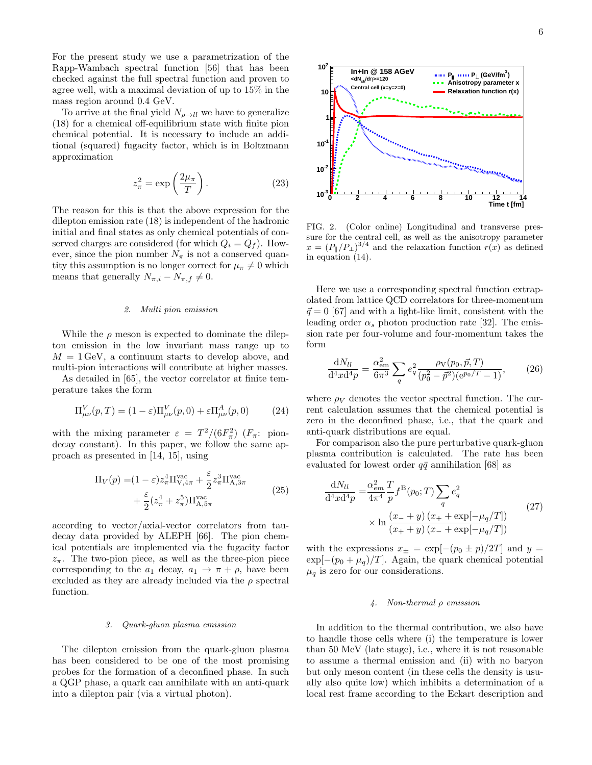For the present study we use a parametrization of the Rapp-Wambach spectral function [56] that has been checked against the full spectral function and proven to agree well, with a maximal deviation of up to 15% in the mass region around 0.4 GeV.

To arrive at the final yield $N_{\rho\to ll}$ we have to generalize (18) for a chemical off-equilibrium state with finite pion chemical potential. It is necessary to include an additional (squared) fugacity factor, which is in Boltzmann approximation

$$z_\pi^2 = \exp\left(\frac{2\mu_\pi}{T}\right). \tag{23}$$

The reason for this is that the above expression for the dilepton emission rate (18) is independent of the hadronic initial and final states as only chemical potentials of conserved charges are considered (for which $Q_i = Q_f$). However, since the pion number $N_\pi$ is not a conserved quantity this assumption is no longer correct for $\mu_\pi \neq 0$ which means that generally $N_{\pi,i} - N_{\pi,f} \neq 0$.

#### *2. Multi pion emission*

While the $\rho$ meson is expected to dominate the dilepton emission in the low invariant mass range up to $M = 1\,\mathrm{GeV}$, a continuum starts to develop above, and multi-pion interactions will contribute at higher masses.

As detailed in [65], the vector correlator at finite temperature takes the form

$$\Pi^V_{\mu\nu}(p,T) = (1-\varepsilon)\Pi^V_{\mu\nu}(p,0) + \varepsilon\Pi^A_{\mu\nu}(p,0) \tag{24}$$

with the mixing parameter $\varepsilon = T^2/(6F_\pi^2)$ ($F_\pi$: pion-decay constant). In this paper, we follow the same approach as presented in [14, 15], using

$$\begin{aligned}\Pi_V(p) =& (1-\varepsilon)z_\pi^4\Pi^{\mathrm{vac}}_{\mathrm{V},4\pi} + \frac{\varepsilon}{2}z_\pi^3\Pi^{\mathrm{vac}}_{\mathrm{A},3\pi} \\ &+ \frac{\varepsilon}{2}(z_\pi^4 + z_\pi^5)\Pi^{\mathrm{vac}}_{\mathrm{A},5\pi}\end{aligned} \tag{25}$$

according to vector/axial-vector correlators from tau-decay data provided by ALEPH [66]. The pion chemical potentials are implemented via the fugacity factor $z_\pi$. The two-pion piece, as well as the three-pion piece corresponding to the $a_1$ decay, $a_1 \to \pi + \rho$, have been excluded as they are already included via the $\rho$ spectral function.

#### *3. Quark-gluon plasma emission*

The dilepton emission from the quark-gluon plasma has been considered to be one of the most promising probes for the formation of a deconfined phase. In such a QGP phase, a quark can annihilate with an anti-quark into a dilepton pair (via a virtual photon).

FIG. 2. (Color online) Longitudinal and transverse pressure for the central cell, as well as the anisotropy parameter $x = (P_\parallel/P_\perp)^{3/4}$ and the relaxation function $r(x)$ as defined in equation (14).

Here we use a corresponding spectral function extrapolated from lattice QCD correlators for three-momentum $\vec{q} = 0$ [67] and with a light-like limit, consistent with the leading order $\alpha_s$ photon production rate [32]. The emission rate per four-volume and four-momentum takes the form

$$\frac{\mathrm{d}N_{ll}}{\mathrm{d}^4x\mathrm{d}^4p} = \frac{\alpha^2_{\mathrm{em}}}{6\pi^3}\sum_q e_q^2 \frac{\rho_{\mathrm{V}}(p_0,\vec{p},T)}{(p_0^2 - \vec{p}^2)(\mathrm{e}^{p_0/T} - 1)}, \tag{26}$$

where $\rho_V$ denotes the vector spectral function. The current calculation assumes that the chemical potential is zero in the deconfined phase, i.e., that the quark and anti-quark distributions are equal.

For comparison also the pure perturbative quark-gluon plasma contribution is calculated. The rate has been evaluated for lowest order $q\bar{q}$ annihilation [68] as

$$\begin{aligned}\frac{\mathrm{d}N_{ll}}{\mathrm{d}^4x\mathrm{d}^4p} =& \frac{\alpha^2_{em}}{4\pi^4}\frac{T}{p}f^{\mathrm{B}}(p_0;T)\sum_q e_q^2 \\ &\times \ln\frac{(x_- + y)\,(x_+ + \exp[-\mu_q/T])}{(x_+ + y)\,(x_- + \exp[-\mu_q/T])}\end{aligned} \tag{27}$$

with the expressions $x_\pm = \exp[-(p_0 \pm p)/2T]$ and $y = \exp[-(p_0 + \mu_q)/T]$. Again, the quark chemical potential $\mu_q$ is zero for our considerations.

#### *4. Non-thermal $\rho$ emission*

In addition to the thermal contribution, we also have to handle those cells where (i) the temperature is lower than 50 MeV (late stage), i.e., where it is not reasonable to assume a thermal emission and (ii) with no baryon but only meson content (in these cells the density is usually also quite low) which inhibits a determination of a local rest frame according to the Eckart description and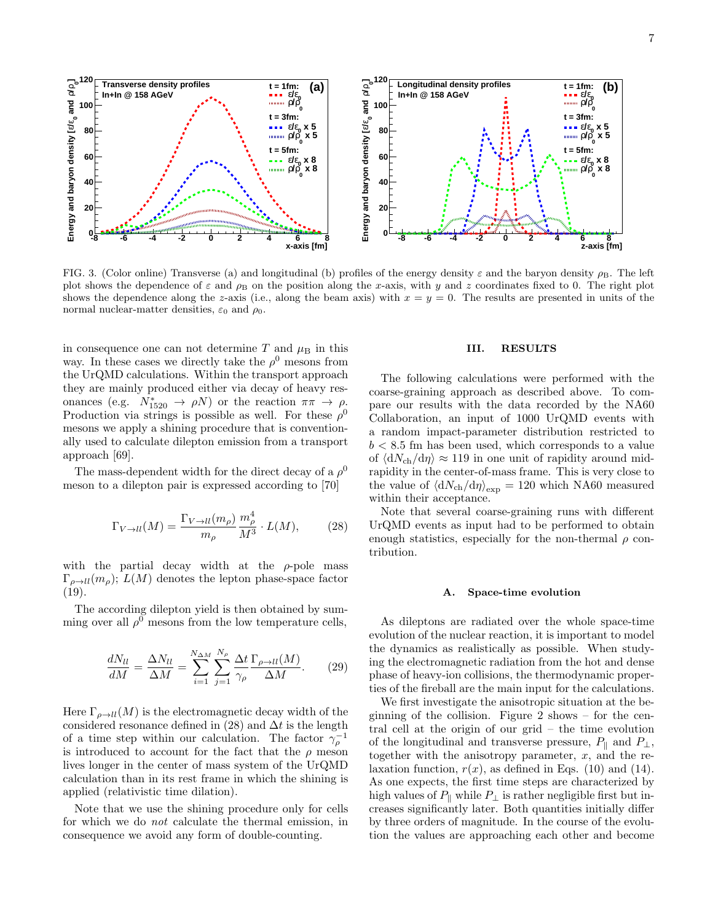FIG. 3. (Color online) Transverse (a) and longitudinal (b) profiles of the energy density $\varepsilon$ and the baryon density $\rho_B$. The left plot shows the dependence of $\varepsilon$ and $\rho_B$ on the position along the $x$-axis, with $y$ and $z$ coordinates fixed to 0. The right plot shows the dependence along the $z$-axis (i.e., along the beam axis) with $x = y = 0$. The results are presented in units of the normal nuclear-matter densities, $\varepsilon_0$ and $\rho_0$.

in consequence one can not determine $T$ and $\mu_B$ in this way. In these cases we directly take the $\rho^0$ mesons from the UrQMD calculations. Within the transport approach they are mainly produced either via decay of heavy resonances (e.g. $N^*_{1520} \to \rho N$) or the reaction $\pi\pi \to \rho$. Production via strings is possible as well. For these $\rho^0$ mesons we apply a shining procedure that is conventionally used to calculate dilepton emission from a transport approach [69].

The mass-dependent width for the direct decay of a $\rho^0$ meson to a dilepton pair is expressed according to [70]

$$\Gamma_{V\to ll}(M) = \frac{\Gamma_{V\to ll}(m_\rho)}{m_\rho} \frac{m_\rho^4}{M^3} \cdot L(M), \tag{28}$$

with the partial decay width at the $\rho$-pole mass $\Gamma_{\rho\to ll}(m_\rho)$; $L(M)$ denotes the lepton phase-space factor (19).

The according dilepton yield is then obtained by summing over all $\rho^0$ mesons from the low temperature cells,

$$\frac{dN_{ll}}{dM} = \frac{\Delta N_{ll}}{\Delta M} = \sum_{i=1}^{N_{\Delta M}} \sum_{j=1}^{N_\rho} \frac{\Delta t}{\gamma_\rho} \frac{\Gamma_{\rho\to ll}(M)}{\Delta M}. \tag{29}$$

Here $\Gamma_{\rho\to ll}(M)$ is the electromagnetic decay width of the considered resonance defined in (28) and $\Delta t$ is the length of a time step within our calculation. The factor $\gamma_\rho^{-1}$ is introduced to account for the fact that the $\rho$ meson lives longer in the center of mass system of the UrQMD calculation than in its rest frame in which the shining is applied (relativistic time dilation).

Note that we use the shining procedure only for cells for which we do *not* calculate the thermal emission, in consequence we avoid any form of double-counting.

## III. RESULTS

The following calculations were performed with the coarse-graining approach as described above. To compare our results with the data recorded by the NA60 Collaboration, an input of 1000 UrQMD events with a random impact-parameter distribution restricted to $b < 8.5$ fm has been used, which corresponds to a value of $\langle dN_{ch}/d\eta \rangle \approx 119$ in one unit of rapidity around midrapidity in the center-of-mass frame. This is very close to the value of $\langle dN_{ch}/d\eta \rangle_{exp} = 120$ which NA60 measured within their acceptance.

Note that several coarse-graining runs with different UrQMD events as input had to be performed to obtain enough statistics, especially for the non-thermal $\rho$ contribution.

### A. Space-time evolution

As dileptons are radiated over the whole space-time evolution of the nuclear reaction, it is important to model the dynamics as realistically as possible. When studying the electromagnetic radiation from the hot and dense phase of heavy-ion collisions, the thermodynamic properties of the fireball are the main input for the calculations.

We first investigate the anisotropic situation at the beginning of the collision. Figure 2 shows – for the central cell at the origin of our grid – the time evolution of the longitudinal and transverse pressure, $P_\parallel$ and $P_\perp$, together with the anisotropy parameter, $x$, and the relaxation function, $r(x)$, as defined in Eqs. (10) and (14). As one expects, the first time steps are characterized by high values of $P_\parallel$ while $P_\perp$ is rather negligible first but increases significantly later. Both quantities initially differ by three orders of magnitude. In the course of the evolution the values are approaching each other and become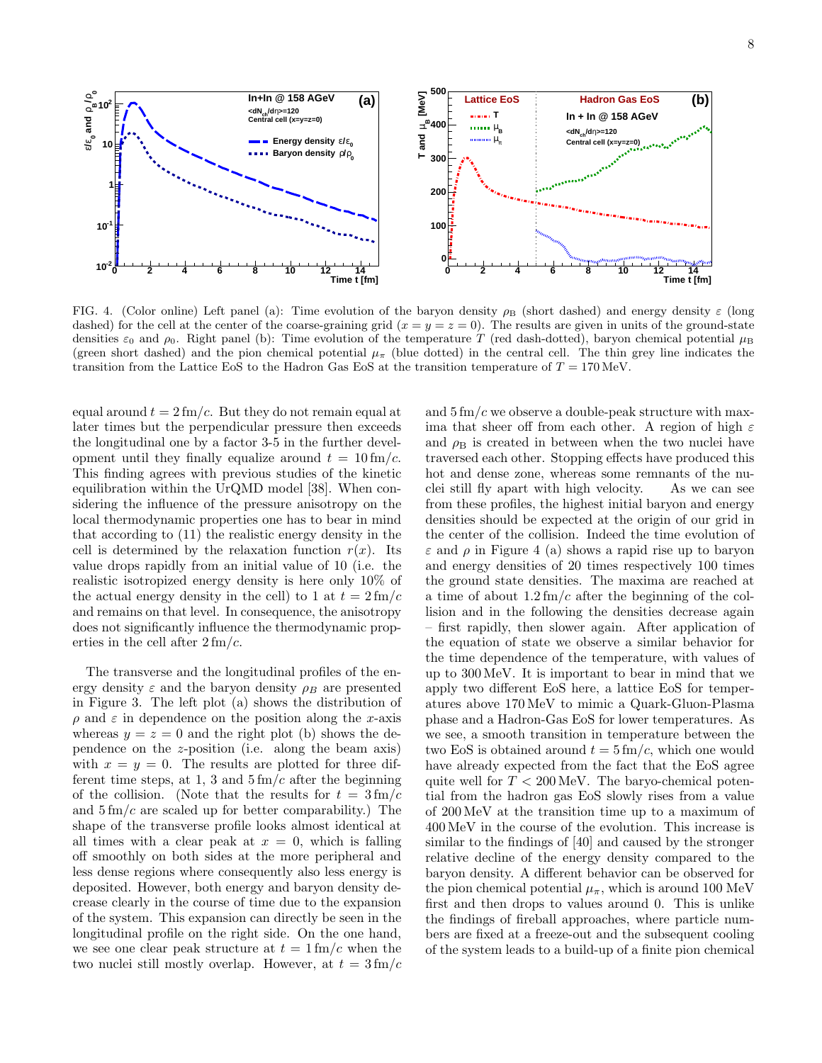FIG. 4. (Color online) Left panel (a): Time evolution of the baryon density $\rho_B$ (short dashed) and energy density $\varepsilon$ (long dashed) for the cell at the center of the coarse-graining grid ($x = y = z = 0$). The results are given in units of the ground-state densities $\varepsilon_0$ and $\rho_0$. Right panel (b): Time evolution of the temperature $T$ (red dash-dotted), baryon chemical potential $\mu_B$ (green short dashed) and the pion chemical potential $\mu_\pi$ (blue dotted) in the central cell. The thin grey line indicates the transition from the Lattice EoS to the Hadron Gas EoS at the transition temperature of $T = 170$ MeV.

equal around $t = 2$ fm/$c$. But they do not remain equal at later times but the perpendicular pressure then exceeds the longitudinal one by a factor 3-5 in the further development until they finally equalize around $t = 10$ fm/$c$. This finding agrees with previous studies of the kinetic equilibration within the UrQMD model [38]. When considering the influence of the pressure anisotropy on the local thermodynamic properties one has to bear in mind that according to (11) the realistic energy density in the cell is determined by the relaxation function $r(x)$. Its value drops rapidly from an initial value of 10 (i.e. the realistic isotropized energy density is here only 10% of the actual energy density in the cell) to 1 at $t = 2$ fm/$c$ and remains on that level. In consequence, the anisotropy does not significantly influence the thermodynamic properties in the cell after 2 fm/$c$.

The transverse and the longitudinal profiles of the energy density $\varepsilon$ and the baryon density $\rho_B$ are presented in Figure 3. The left plot (a) shows the distribution of $\rho$ and $\varepsilon$ in dependence on the position along the $x$-axis whereas $y = z = 0$ and the right plot (b) shows the dependence on the $z$-position (i.e. along the beam axis) with $x = y = 0$. The results are plotted for three different time steps, at 1, 3 and 5 fm/$c$ after the beginning of the collision. (Note that the results for $t = 3$ fm/$c$ and 5 fm/$c$ are scaled up for better comparability.) The shape of the transverse profile looks almost identical at all times with a clear peak at $x = 0$, which is falling off smoothly on both sides at the more peripheral and less dense regions where consequently also less energy is deposited. However, both energy and baryon density decrease clearly in the course of time due to the expansion of the system. This expansion can directly be seen in the longitudinal profile on the right side. On the one hand, we see one clear peak structure at $t = 1$ fm/$c$ when the two nuclei still mostly overlap. However, at $t = 3$ fm/$c$ and 5 fm/$c$ we observe a double-peak structure with maxima that sheer off from each other. A region of high $\varepsilon$ and $\rho_B$ is created in between when the two nuclei have traversed each other. Stopping effects have produced this hot and dense zone, whereas some remnants of the nuclei still fly apart with high velocity. As we can see from these profiles, the highest initial baryon and energy densities should be expected at the origin of our grid in the center of the collision. Indeed the time evolution of $\varepsilon$ and $\rho$ in Figure 4 (a) shows a rapid rise up to baryon and energy densities of 20 times respectively 100 times the ground state densities. The maxima are reached at a time of about 1.2 fm/$c$ after the beginning of the collision and in the following the densities decrease again – first rapidly, then slower again. After application of the equation of state we observe a similar behavior for the time dependence of the temperature, with values of up to 300 MeV. It is important to bear in mind that we apply two different EoS here, a lattice EoS for temperatures above 170 MeV to mimic a Quark-Gluon-Plasma phase and a Hadron-Gas EoS for lower temperatures. As we see, a smooth transition in temperature between the two EoS is obtained around $t = 5$ fm/$c$, which one would have already expected from the fact that the EoS agree quite well for $T < 200$ MeV. The baryo-chemical potential from the hadron gas EoS slowly rises from a value of 200 MeV at the transition time up to a maximum of 400 MeV in the course of the evolution. This increase is similar to the findings of [40] and caused by the stronger relative decline of the energy density compared to the baryon density. A different behavior can be observed for the pion chemical potential $\mu_\pi$, which is around 100 MeV first and then drops to values around 0. This is unlike the findings of fireball approaches, where particle numbers are fixed at a freeze-out and the subsequent cooling of the system leads to a build-up of a finite pion chemical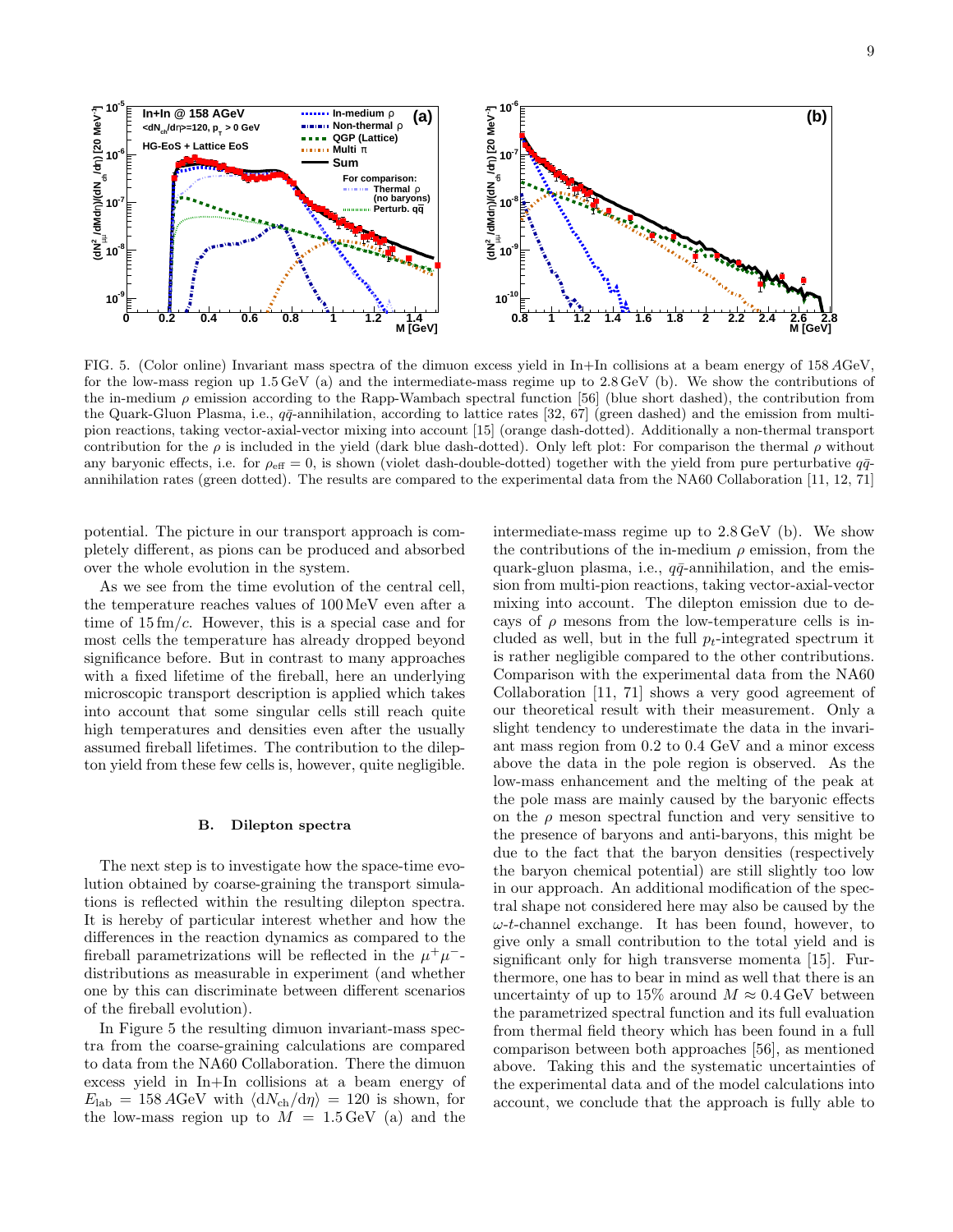FIG. 5. (Color online) Invariant mass spectra of the dimuon excess yield in In+In collisions at a beam energy of 158 $A$GeV, for the low-mass region up 1.5 GeV (a) and the intermediate-mass regime up to 2.8 GeV (b). We show the contributions of the in-medium $\rho$ emission according to the Rapp-Wambach spectral function [56] (blue short dashed), the contribution from the Quark-Gluon Plasma, i.e., $q\bar{q}$-annihilation, according to lattice rates [32, 67] (green dashed) and the emission from multi-pion reactions, taking vector-axial-vector mixing into account [15] (orange dash-dotted). Additionally a non-thermal transport contribution for the $\rho$ is included in the yield (dark blue dash-dotted). Only left plot: For comparison the thermal $\rho$ without any baryonic effects, i.e. for $\rho_{\text{eff}} = 0$, is shown (violet dash-double-dotted) together with the yield from pure perturbative $q\bar{q}$-annihilation rates (green dotted). The results are compared to the experimental data from the NA60 Collaboration [11, 12, 71]

potential. The picture in our transport approach is completely different, as pions can be produced and absorbed over the whole evolution in the system.

As we see from the time evolution of the central cell, the temperature reaches values of 100 MeV even after a time of 15 fm/$c$. However, this is a special case and for most cells the temperature has already dropped beyond significance before. But in contrast to many approaches with a fixed lifetime of the fireball, here an underlying microscopic transport description is applied which takes into account that some singular cells still reach quite high temperatures and densities even after the usually assumed fireball lifetimes. The contribution to the dilepton yield from these few cells is, however, quite negligible.

### B. Dilepton spectra

The next step is to investigate how the space-time evolution obtained by coarse-graining the transport simulations is reflected within the resulting dilepton spectra. It is hereby of particular interest whether and how the differences in the reaction dynamics as compared to the fireball parametrizations will be reflected in the $\mu^+\mu^-$-distributions as measurable in experiment (and whether one by this can discriminate between different scenarios of the fireball evolution).

In Figure 5 the resulting dimuon invariant-mass spectra from the coarse-graining calculations are compared to data from the NA60 Collaboration. There the dimuon excess yield in In+In collisions at a beam energy of $E_{\text{lab}} = 158\,A$GeV with $\langle dN_{\text{ch}}/d\eta \rangle = 120$ is shown, for the low-mass region up to $M = 1.5$ GeV (a) and the intermediate-mass regime up to 2.8 GeV (b). We show the contributions of the in-medium $\rho$ emission, from the quark-gluon plasma, i.e., $q\bar{q}$-annihilation, and the emission from multi-pion reactions, taking vector-axial-vector mixing into account. The dilepton emission due to decays of $\rho$ mesons from the low-temperature cells is included as well, but in the full $p_t$-integrated spectrum it is rather negligible compared to the other contributions. Comparison with the experimental data from the NA60 Collaboration [11, 71] shows a very good agreement of our theoretical result with their measurement. Only a slight tendency to underestimate the data in the invariant mass region from 0.2 to 0.4 GeV and a minor excess above the data in the pole region is observed. As the low-mass enhancement and the melting of the peak at the pole mass are mainly caused by the baryonic effects on the $\rho$ meson spectral function and very sensitive to the presence of baryons and anti-baryons, this might be due to the fact that the baryon densities (respectively the baryon chemical potential) are still slightly too low in our approach. An additional modification of the spectral shape not considered here may also be caused by the $\omega$-$t$-channel exchange. It has been found, however, to give only a small contribution to the total yield and is significant only for high transverse momenta [15]. Furthermore, one has to bear in mind as well that there is an uncertainty of up to 15% around $M \approx 0.4$ GeV between the parametrized spectral function and its full evaluation from thermal field theory which has been found in a full comparison between both approaches [56], as mentioned above. Taking this and the systematic uncertainties of the experimental data and of the model calculations into account, we conclude that the approach is fully able to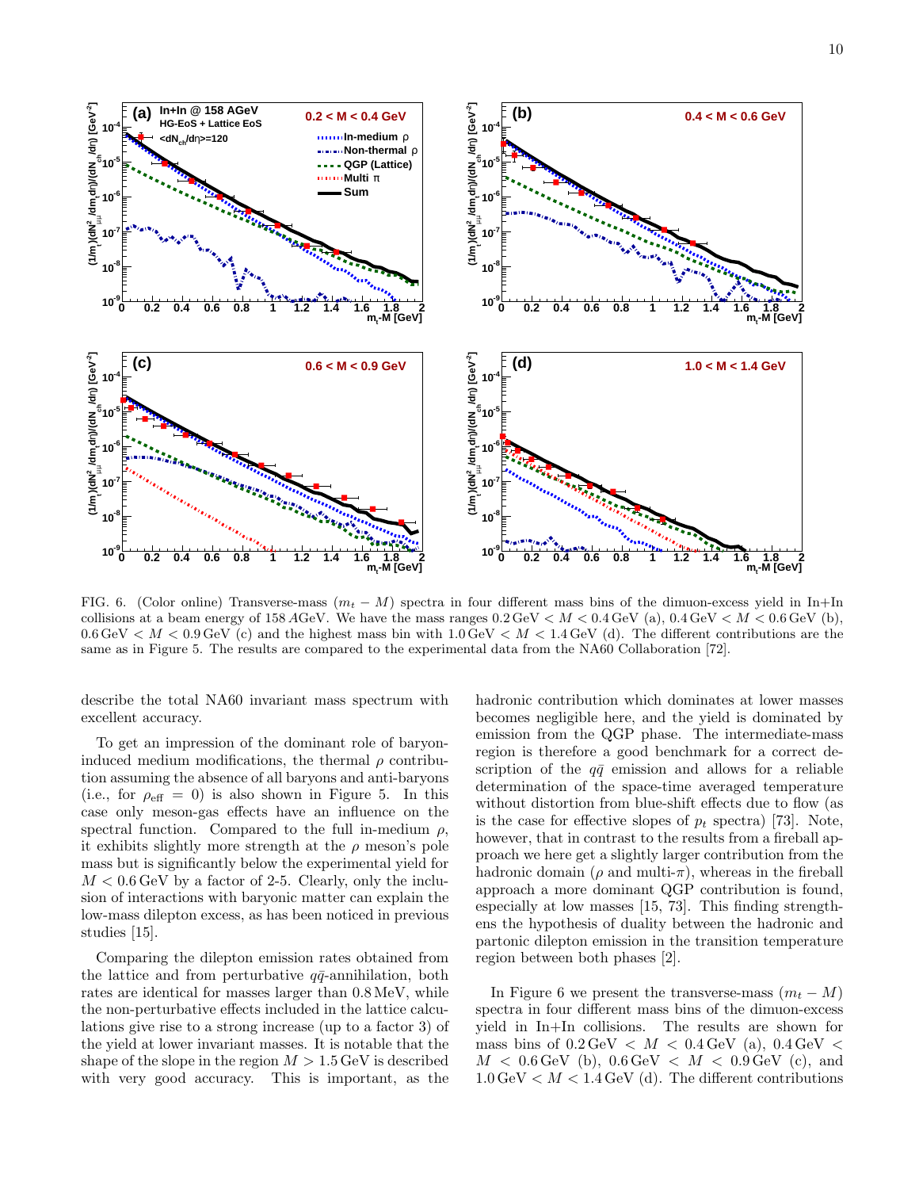FIG. 6. (Color online) Transverse-mass ($m_t - M$) spectra in four different mass bins of the dimuon-excess yield in In+In collisions at a beam energy of 158 $A$GeV. We have the mass ranges $0.2\,\text{GeV} < M < 0.4\,\text{GeV}$ (a), $0.4\,\text{GeV} < M < 0.6\,\text{GeV}$ (b), $0.6\,\text{GeV} < M < 0.9\,\text{GeV}$ (c) and the highest mass bin with $1.0\,\text{GeV} < M < 1.4\,\text{GeV}$ (d). The different contributions are the same as in Figure 5. The results are compared to the experimental data from the NA60 Collaboration [72].

describe the total NA60 invariant mass spectrum with excellent accuracy.

To get an impression of the dominant role of baryon-induced medium modifications, the thermal $\rho$ contribution assuming the absence of all baryons and anti-baryons (i.e., for $\rho_{\text{eff}} = 0$) is also shown in Figure 5. In this case only meson-gas effects have an influence on the spectral function. Compared to the full in-medium $\rho$, it exhibits slightly more strength at the $\rho$ meson's pole mass but is significantly below the experimental yield for $M < 0.6\,\text{GeV}$ by a factor of 2-5. Clearly, only the inclusion of interactions with baryonic matter can explain the low-mass dilepton excess, as has been noticed in previous studies [15].

Comparing the dilepton emission rates obtained from the lattice and from perturbative $q\bar{q}$-annihilation, both rates are identical for masses larger than 0.8 MeV, while the non-perturbative effects included in the lattice calculations give rise to a strong increase (up to a factor 3) of the yield at lower invariant masses. It is notable that the shape of the slope in the region $M > 1.5\,\text{GeV}$ is described with very good accuracy. This is important, as the hadronic contribution which dominates at lower masses becomes negligible here, and the yield is dominated by emission from the QGP phase. The intermediate-mass region is therefore a good benchmark for a correct description of the $q\bar{q}$ emission and allows for a reliable determination of the space-time averaged temperature without distortion from blue-shift effects due to flow (as is the case for effective slopes of $p_t$ spectra) [73]. Note, however, that in contrast to the results from a fireball approach we here get a slightly larger contribution from the hadronic domain ($\rho$ and multi-$\pi$), whereas in the fireball approach a more dominant QGP contribution is found, especially at low masses [15, 73]. This finding strengthens the hypothesis of duality between the hadronic and partonic dilepton emission in the transition temperature region between both phases [2].

In Figure 6 we present the transverse-mass ($m_t - M$) spectra in four different mass bins of the dimuon-excess yield in In+In collisions. The results are shown for mass bins of $0.2\,\text{GeV} < M < 0.4\,\text{GeV}$ (a), $0.4\,\text{GeV} < M < 0.6\,\text{GeV}$ (b), $0.6\,\text{GeV} < M < 0.9\,\text{GeV}$ (c), and $1.0\,\text{GeV} < M < 1.4\,\text{GeV}$ (d). The different contributions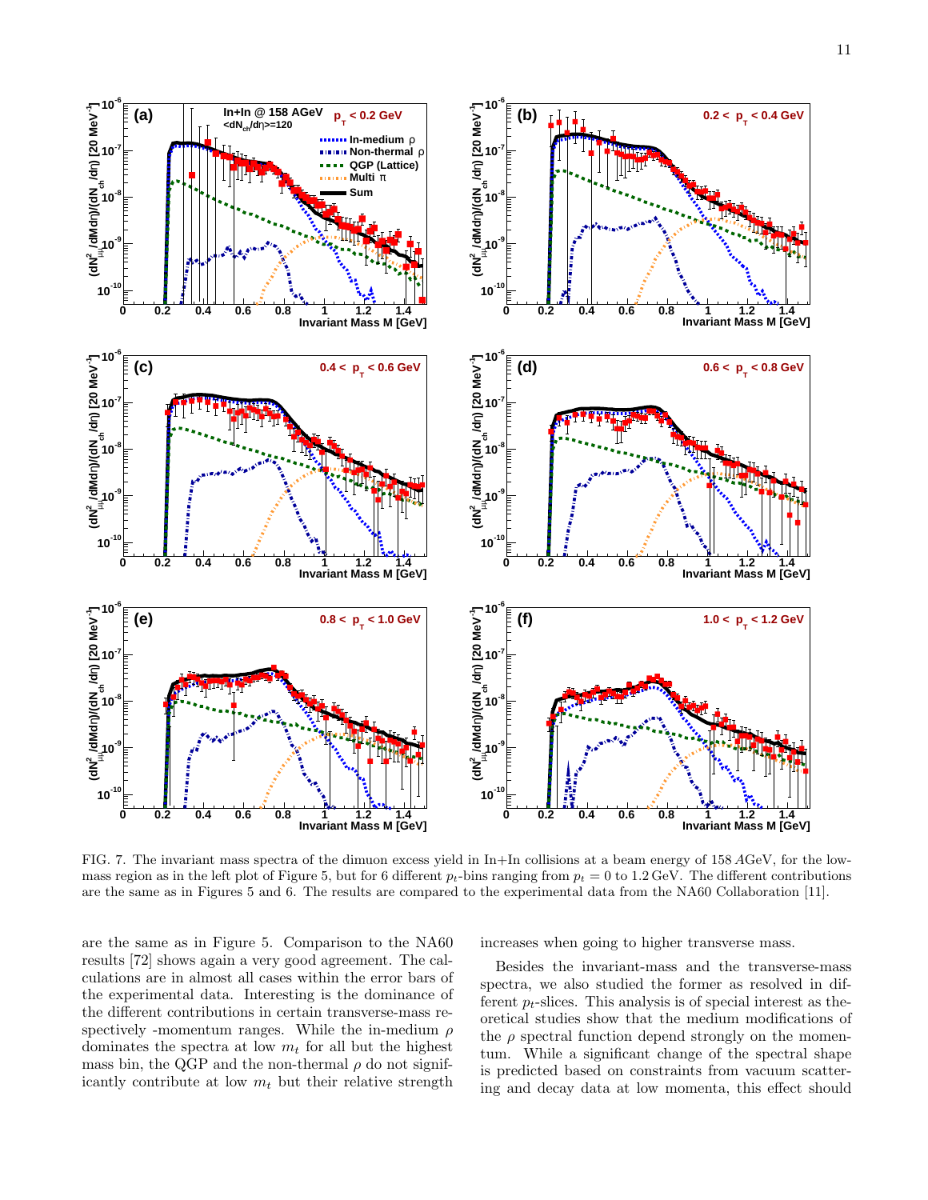FIG. 7. The invariant mass spectra of the dimuon excess yield in In+In collisions at a beam energy of 158 $A$GeV, for the low-mass region as in the left plot of Figure 5, but for 6 different $p_t$-bins ranging from $p_t = 0$ to 1.2 GeV. The different contributions are the same as in Figures 5 and 6. The results are compared to the experimental data from the NA60 Collaboration [11].

are the same as in Figure 5. Comparison to the NA60 results [72] shows again a very good agreement. The calculations are in almost all cases within the error bars of the experimental data. Interesting is the dominance of the different contributions in certain transverse-mass respectively -momentum ranges. While the in-medium $\rho$ dominates the spectra at low $m_t$ for all but the highest mass bin, the QGP and the non-thermal $\rho$ do not significantly contribute at low $m_t$ but their relative strength increases when going to higher transverse mass.

Besides the invariant-mass and the transverse-mass spectra, we also studied the former as resolved in different $p_t$-slices. This analysis is of special interest as theoretical studies show that the medium modifications of the $\rho$ spectral function depend strongly on the momentum. While a significant change of the spectral shape is predicted based on constraints from vacuum scattering and decay data at low momenta, this effect should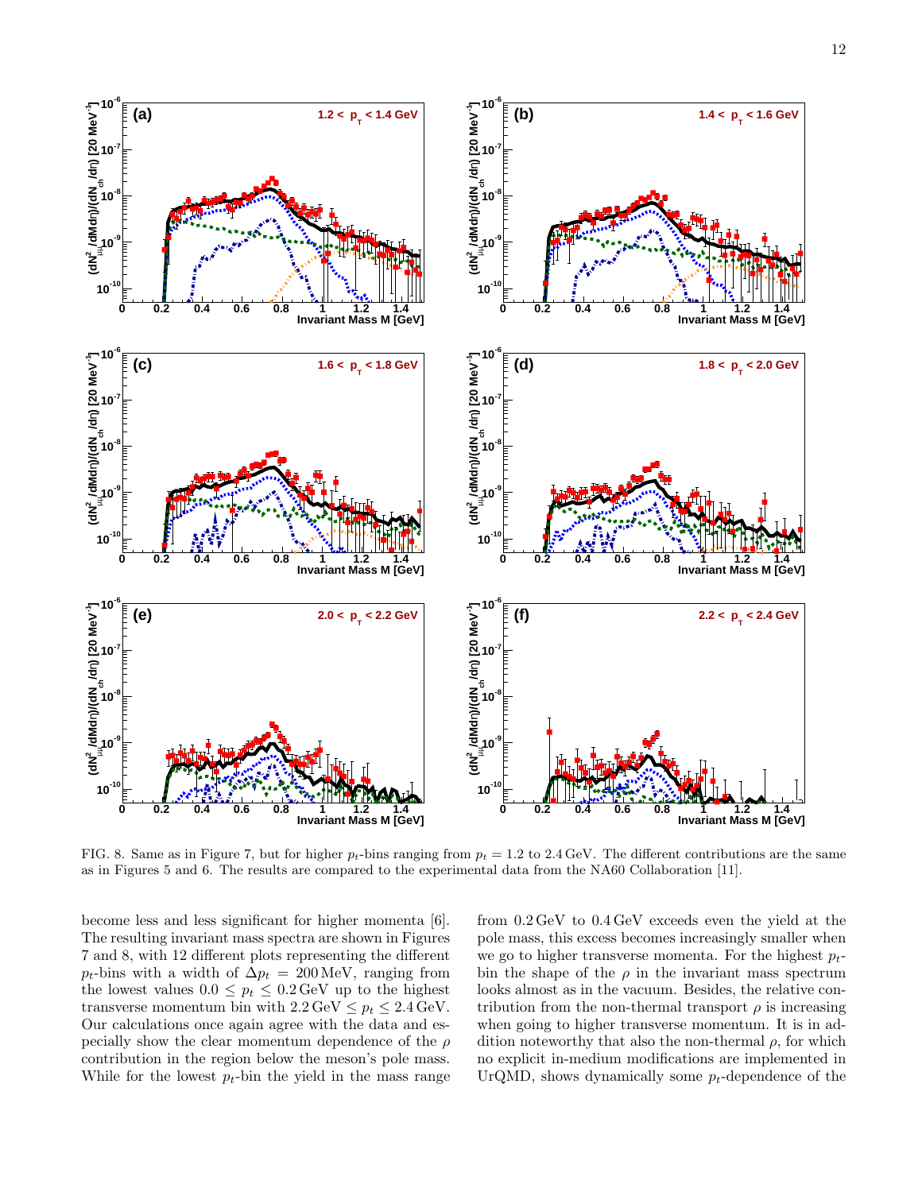FIG. 8. Same as in Figure 7, but for higher $p_t$-bins ranging from $p_t = 1.2$ to $2.4\,\mathrm{GeV}$. The different contributions are the same as in Figures 5 and 6. The results are compared to the experimental data from the NA60 Collaboration [11].

become less and less significant for higher momenta [6]. The resulting invariant mass spectra are shown in Figures 7 and 8, with 12 different plots representing the different $p_t$-bins with a width of $\Delta p_t = 200\,\mathrm{MeV}$, ranging from the lowest values $0.0 \leq p_t \leq 0.2\,\mathrm{GeV}$ up to the highest transverse momentum bin with $2.2\,\mathrm{GeV} \leq p_t \leq 2.4\,\mathrm{GeV}$. Our calculations once again agree with the data and especially show the clear momentum dependence of the $\rho$ contribution in the region below the meson's pole mass. While for the lowest $p_t$-bin the yield in the mass range from $0.2\,\mathrm{GeV}$ to $0.4\,\mathrm{GeV}$ exceeds even the yield at the pole mass, this excess becomes increasingly smaller when we go to higher transverse momenta. For the highest $p_t$-bin the shape of the $\rho$ in the invariant mass spectrum looks almost as in the vacuum. Besides, the relative contribution from the non-thermal transport $\rho$ is increasing when going to higher transverse momentum. It is in addition noteworthy that also the non-thermal $\rho$, for which no explicit in-medium modifications are implemented in UrQMD, shows dynamically some $p_t$-dependence of the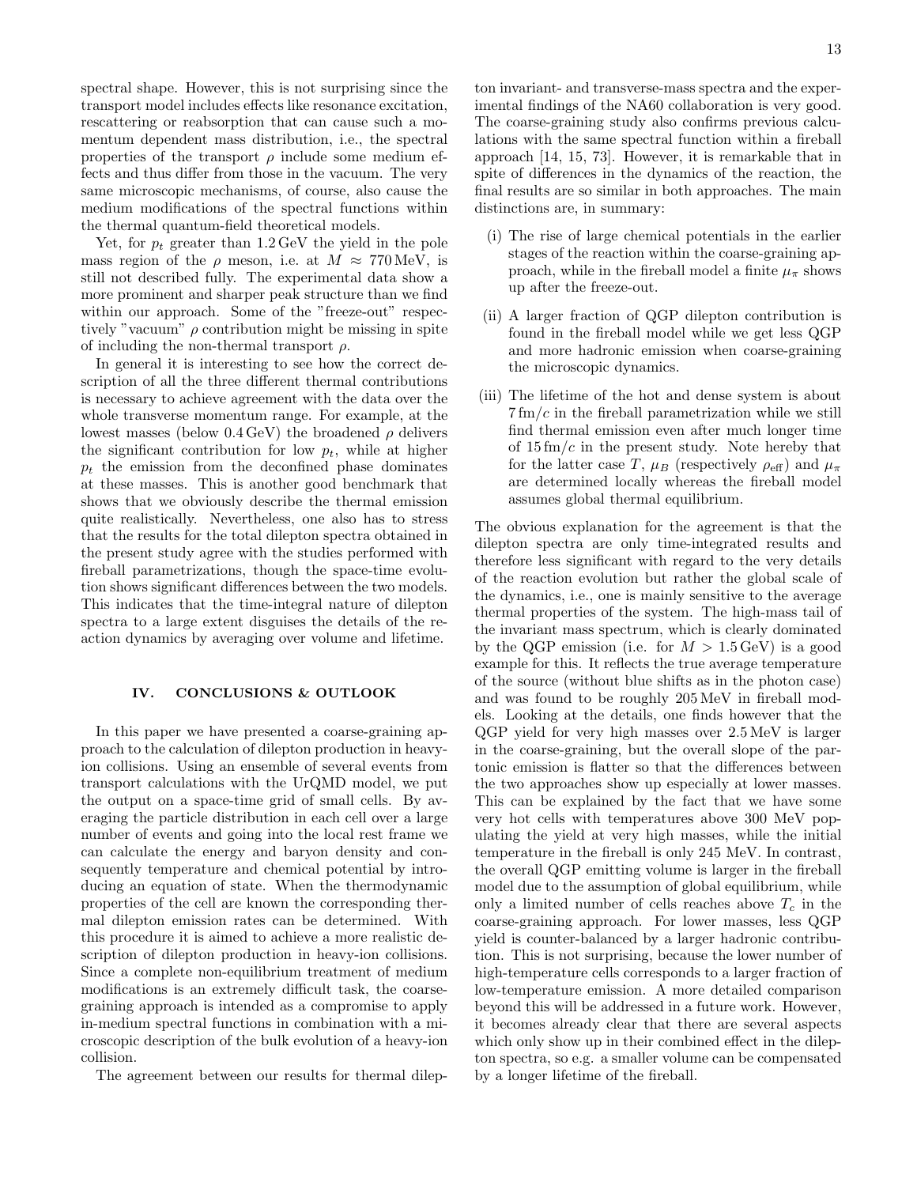spectral shape. However, this is not surprising since the transport model includes effects like resonance excitation, rescattering or reabsorption that can cause such a momentum dependent mass distribution, i.e., the spectral properties of the transport $\rho$ include some medium effects and thus differ from those in the vacuum. The very same microscopic mechanisms, of course, also cause the medium modifications of the spectral functions within the thermal quantum-field theoretical models.

Yet, for $p_t$ greater than 1.2 GeV the yield in the pole mass region of the $\rho$ meson, i.e. at $M \approx 770$ MeV, is still not described fully. The experimental data show a more prominent and sharper peak structure than we find within our approach. Some of the "freeze-out" respectively "vacuum" $\rho$ contribution might be missing in spite of including the non-thermal transport $\rho$.

In general it is interesting to see how the correct description of all the three different thermal contributions is necessary to achieve agreement with the data over the whole transverse momentum range. For example, at the lowest masses (below 0.4 GeV) the broadened $\rho$ delivers the significant contribution for low $p_t$, while at higher $p_t$ the emission from the deconfined phase dominates at these masses. This is another good benchmark that shows that we obviously describe the thermal emission quite realistically. Nevertheless, one also has to stress that the results for the total dilepton spectra obtained in the present study agree with the studies performed with fireball parametrizations, though the space-time evolution shows significant differences between the two models. This indicates that the time-integral nature of dilepton spectra to a large extent disguises the details of the reaction dynamics by averaging over volume and lifetime.

## IV. CONCLUSIONS & OUTLOOK

In this paper we have presented a coarse-graining approach to the calculation of dilepton production in heavy-ion collisions. Using an ensemble of several events from transport calculations with the UrQMD model, we put the output on a space-time grid of small cells. By averaging the particle distribution in each cell over a large number of events and going into the local rest frame we can calculate the energy and baryon density and consequently temperature and chemical potential by introducing an equation of state. When the thermodynamic properties of the cell are known the corresponding thermal dilepton emission rates can be determined. With this procedure it is aimed to achieve a more realistic description of dilepton production in heavy-ion collisions. Since a complete non-equilibrium treatment of medium modifications is an extremely difficult task, the coarse-graining approach is intended as a compromise to apply in-medium spectral functions in combination with a microscopic description of the bulk evolution of a heavy-ion collision.

The agreement between our results for thermal dilepton invariant- and transverse-mass spectra and the experimental findings of the NA60 collaboration is very good. The coarse-graining study also confirms previous calculations with the same spectral function within a fireball approach [14, 15, 73]. However, it is remarkable that in spite of differences in the dynamics of the reaction, the final results are so similar in both approaches. The main distinctions are, in summary:

(i) The rise of large chemical potentials in the earlier stages of the reaction within the coarse-graining approach, while in the fireball model a finite $\mu_\pi$ shows up after the freeze-out.

(ii) A larger fraction of QGP dilepton contribution is found in the fireball model while we get less QGP and more hadronic emission when coarse-graining the microscopic dynamics.

(iii) The lifetime of the hot and dense system is about 7 fm/$c$ in the fireball parametrization while we still find thermal emission even after much longer time of 15 fm/$c$ in the present study. Note hereby that for the latter case $T$, $\mu_B$ (respectively $\rho_{\text{eff}}$) and $\mu_\pi$ are determined locally whereas the fireball model assumes global thermal equilibrium.

The obvious explanation for the agreement is that the dilepton spectra are only time-integrated results and therefore less significant with regard to the very details of the reaction evolution but rather the global scale of the dynamics, i.e., one is mainly sensitive to the average thermal properties of the system. The high-mass tail of the invariant mass spectrum, which is clearly dominated by the QGP emission (i.e. for $M > 1.5$ GeV) is a good example for this. It reflects the true average temperature of the source (without blue shifts as in the photon case) and was found to be roughly 205 MeV in fireball models. Looking at the details, one finds however that the QGP yield for very high masses over 2.5 MeV is larger in the coarse-graining, but the overall slope of the partonic emission is flatter so that the differences between the two approaches show up especially at lower masses. This can be explained by the fact that we have some very hot cells with temperatures above 300 MeV populating the yield at very high masses, while the initial temperature in the fireball is only 245 MeV. In contrast, the overall QGP emitting volume is larger in the fireball model due to the assumption of global equilibrium, while only a limited number of cells reaches above $T_c$ in the coarse-graining approach. For lower masses, less QGP yield is counter-balanced by a larger hadronic contribution. This is not surprising, because the lower number of high-temperature cells corresponds to a larger fraction of low-temperature emission. A more detailed comparison beyond this will be addressed in a future work. However, it becomes already clear that there are several aspects which only show up in their combined effect in the dilepton spectra, so e.g. a smaller volume can be compensated by a longer lifetime of the fireball.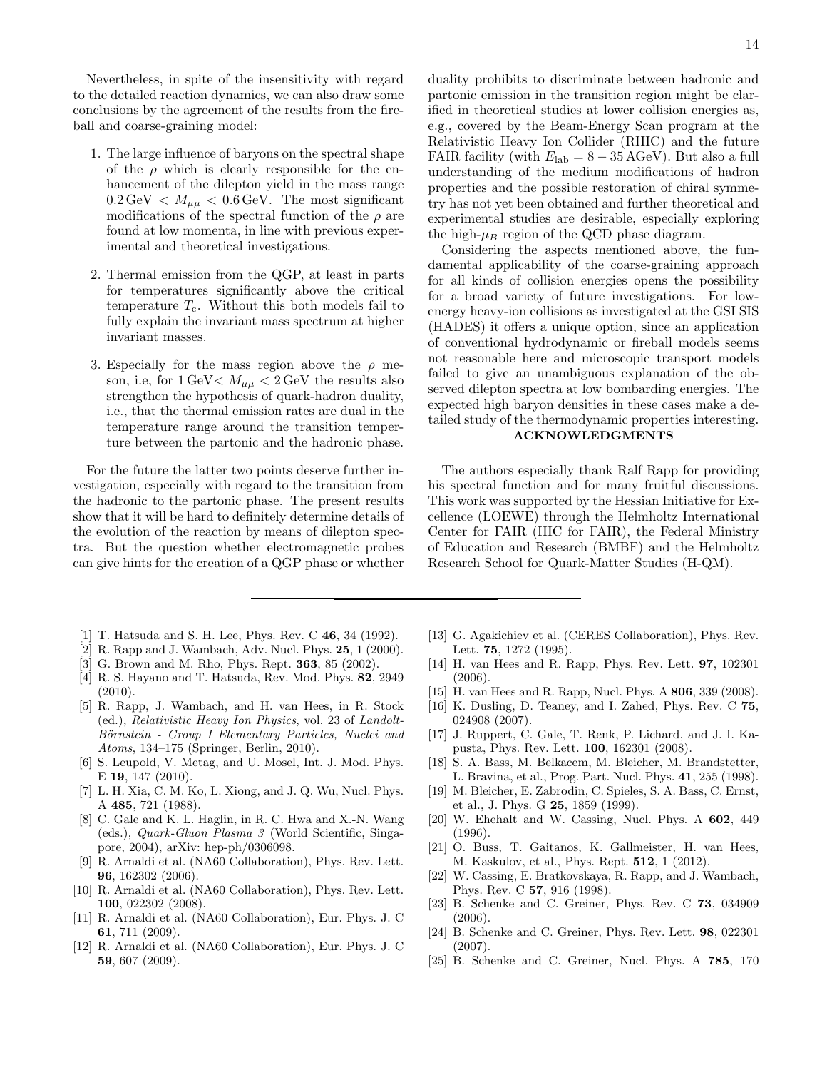Nevertheless, in spite of the insensitivity with regard to the detailed reaction dynamics, we can also draw some conclusions by the agreement of the results from the fireball and coarse-graining model:

1. The large influence of baryons on the spectral shape of the $\rho$ which is clearly responsible for the enhancement of the dilepton yield in the mass range $0.2\,\mathrm{GeV} < M_{\mu\mu} < 0.6\,\mathrm{GeV}$. The most significant modifications of the spectral function of the $\rho$ are found at low momenta, in line with previous experimental and theoretical investigations.

2. Thermal emission from the QGP, at least in parts for temperatures significantly above the critical temperature $T_\mathrm{c}$. Without this both models fail to fully explain the invariant mass spectrum at higher invariant masses.

3. Especially for the mass region above the $\rho$ meson, i.e, for $1\,\mathrm{GeV} < M_{\mu\mu} < 2\,\mathrm{GeV}$ the results also strengthen the hypothesis of quark-hadron duality, i.e., that the thermal emission rates are dual in the temperature range around the transition temperture between the partonic and the hadronic phase.

For the future the latter two points deserve further investigation, especially with regard to the transition from the hadronic to the partonic phase. The present results show that it will be hard to definitely determine details of the evolution of the reaction by means of dilepton spectra. But the question whether electromagnetic probes can give hints for the creation of a QGP phase or whether duality prohibits to discriminate between hadronic and partonic emission in the transition region might be clarified in theoretical studies at lower collision energies as, e.g., covered by the Beam-Energy Scan program at the Relativistic Heavy Ion Collider (RHIC) and the future FAIR facility (with $E_\mathrm{lab} = 8 - 35\,\mathrm{AGeV}$). But also a full understanding of the medium modifications of hadron properties and the possible restoration of chiral symmetry has not yet been obtained and further theoretical and experimental studies are desirable, especially exploring the high-$\mu_B$ region of the QCD phase diagram.

Considering the aspects mentioned above, the fundamental applicability of the coarse-graining approach for all kinds of collision energies opens the possibility for a broad variety of future investigations. For low-energy heavy-ion collisions as investigated at the GSI SIS (HADES) it offers a unique option, since an application of conventional hydrodynamic or fireball models seems not reasonable here and microscopic transport models failed to give an unambiguous explanation of the observed dilepton spectra at low bombarding energies. The expected high baryon densities in these cases make a detailed study of the thermodynamic properties interesting.

## ACKNOWLEDGMENTS

The authors especially thank Ralf Rapp for providing his spectral function and for many fruitful discussions. This work was supported by the Hessian Initiative for Excellence (LOEWE) through the Helmholtz International Center for FAIR (HIC for FAIR), the Federal Ministry of Education and Research (BMBF) and the Helmholtz Research School for Quark-Matter Studies (H-QM).

---

[1] T. Hatsuda and S. H. Lee, Phys. Rev. C **46**, 34 (1992).
[2] R. Rapp and J. Wambach, Adv. Nucl. Phys. **25**, 1 (2000).
[3] G. Brown and M. Rho, Phys. Rept. **363**, 85 (2002).
[4] R. S. Hayano and T. Hatsuda, Rev. Mod. Phys. **82**, 2949 (2010).
[5] R. Rapp, J. Wambach, and H. van Hees, in R. Stock (ed.), *Relativistic Heavy Ion Physics*, vol. 23 of *Landolt-Börnstein - Group I Elementary Particles, Nuclei and Atoms*, 134–175 (Springer, Berlin, 2010).
[6] S. Leupold, V. Metag, and U. Mosel, Int. J. Mod. Phys. E **19**, 147 (2010).
[7] L. H. Xia, C. M. Ko, L. Xiong, and J. Q. Wu, Nucl. Phys. A **485**, 721 (1988).
[8] C. Gale and K. L. Haglin, in R. C. Hwa and X.-N. Wang (eds.), *Quark-Gluon Plasma 3* (World Scientific, Singapore, 2004), arXiv: hep-ph/0306098.
[9] R. Arnaldi et al. (NA60 Collaboration), Phys. Rev. Lett. **96**, 162302 (2006).
[10] R. Arnaldi et al. (NA60 Collaboration), Phys. Rev. Lett. **100**, 022302 (2008).
[11] R. Arnaldi et al. (NA60 Collaboration), Eur. Phys. J. C **61**, 711 (2009).
[12] R. Arnaldi et al. (NA60 Collaboration), Eur. Phys. J. C **59**, 607 (2009).
[13] G. Agakichiev et al. (CERES Collaboration), Phys. Rev. Lett. **75**, 1272 (1995).
[14] H. van Hees and R. Rapp, Phys. Rev. Lett. **97**, 102301 (2006).
[15] H. van Hees and R. Rapp, Nucl. Phys. A **806**, 339 (2008).
[16] K. Dusling, D. Teaney, and I. Zahed, Phys. Rev. C **75**, 024908 (2007).
[17] J. Ruppert, C. Gale, T. Renk, P. Lichard, and J. I. Kapusta, Phys. Rev. Lett. **100**, 162301 (2008).
[18] S. A. Bass, M. Belkacem, M. Bleicher, M. Brandstetter, L. Bravina, et al., Prog. Part. Nucl. Phys. **41**, 255 (1998).
[19] M. Bleicher, E. Zabrodin, C. Spieles, S. A. Bass, C. Ernst, et al., J. Phys. G **25**, 1859 (1999).
[20] W. Ehehalt and W. Cassing, Nucl. Phys. A **602**, 449 (1996).
[21] O. Buss, T. Gaitanos, K. Gallmeister, H. van Hees, M. Kaskulov, et al., Phys. Rept. **512**, 1 (2012).
[22] W. Cassing, E. Bratkovskaya, R. Rapp, and J. Wambach, Phys. Rev. C **57**, 916 (1998).
[23] B. Schenke and C. Greiner, Phys. Rev. C **73**, 034909 (2006).
[24] B. Schenke and C. Greiner, Phys. Rev. Lett. **98**, 022301 (2007).
[25] B. Schenke and C. Greiner, Nucl. Phys. A **785**, 170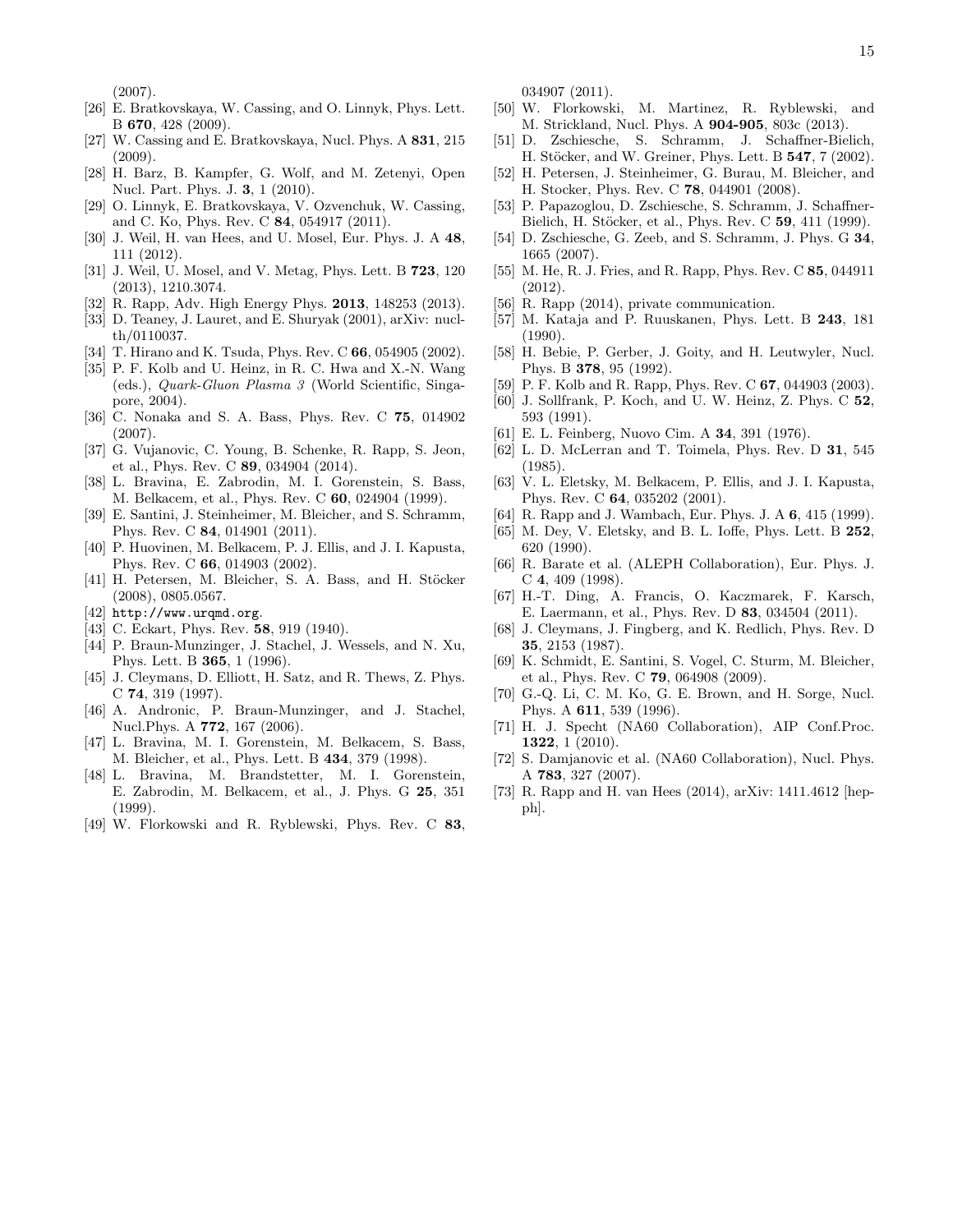(2007).

[26] E. Bratkovskaya, W. Cassing, and O. Linnyk, Phys. Lett. B **670**, 428 (2009).

[27] W. Cassing and E. Bratkovskaya, Nucl. Phys. A **831**, 215 (2009).

[28] H. Barz, B. Kampfer, G. Wolf, and M. Zetenyi, Open Nucl. Part. Phys. J. **3**, 1 (2010).

[29] O. Linnyk, E. Bratkovskaya, V. Ozvenchuk, W. Cassing, and C. Ko, Phys. Rev. C **84**, 054917 (2011).

[30] J. Weil, H. van Hees, and U. Mosel, Eur. Phys. J. A **48**, 111 (2012).

[31] J. Weil, U. Mosel, and V. Metag, Phys. Lett. B **723**, 120 (2013), 1210.3074.

[32] R. Rapp, Adv. High Energy Phys. **2013**, 148253 (2013).

[33] D. Teaney, J. Lauret, and E. Shuryak (2001), arXiv: nucl-th/0110037.

[34] T. Hirano and K. Tsuda, Phys. Rev. C **66**, 054905 (2002).

[35] P. F. Kolb and U. Heinz, in R. C. Hwa and X.-N. Wang (eds.), *Quark-Gluon Plasma 3* (World Scientific, Singapore, 2004).

[36] C. Nonaka and S. A. Bass, Phys. Rev. C **75**, 014902 (2007).

[37] G. Vujanovic, C. Young, B. Schenke, R. Rapp, S. Jeon, et al., Phys. Rev. C **89**, 034904 (2014).

[38] L. Bravina, E. Zabrodin, M. I. Gorenstein, S. Bass, M. Belkacem, et al., Phys. Rev. C **60**, 024904 (1999).

[39] E. Santini, J. Steinheimer, M. Bleicher, and S. Schramm, Phys. Rev. C **84**, 014901 (2011).

[40] P. Huovinen, M. Belkacem, P. J. Ellis, and J. I. Kapusta, Phys. Rev. C **66**, 014903 (2002).

[41] H. Petersen, M. Bleicher, S. A. Bass, and H. Stöcker (2008), 0805.0567.

[42] http://www.urqmd.org.

[43] C. Eckart, Phys. Rev. **58**, 919 (1940).

[44] P. Braun-Munzinger, J. Stachel, J. Wessels, and N. Xu, Phys. Lett. B **365**, 1 (1996).

[45] J. Cleymans, D. Elliott, H. Satz, and R. Thews, Z. Phys. C **74**, 319 (1997).

[46] A. Andronic, P. Braun-Munzinger, and J. Stachel, Nucl.Phys. A **772**, 167 (2006).

[47] L. Bravina, M. I. Gorenstein, M. Belkacem, S. Bass, M. Bleicher, et al., Phys. Lett. B **434**, 379 (1998).

[48] L. Bravina, M. Brandstetter, M. I. Gorenstein, E. Zabrodin, M. Belkacem, et al., J. Phys. G **25**, 351 (1999).

[49] W. Florkowski and R. Ryblewski, Phys. Rev. C **83**, 034907 (2011).

[50] W. Florkowski, M. Martinez, R. Ryblewski, and M. Strickland, Nucl. Phys. A **904-905**, 803c (2013).

[51] D. Zschiesche, S. Schramm, J. Schaffner-Bielich, H. Stöcker, and W. Greiner, Phys. Lett. B **547**, 7 (2002).

[52] H. Petersen, J. Steinheimer, G. Burau, M. Bleicher, and H. Stocker, Phys. Rev. C **78**, 044901 (2008).

[53] P. Papazoglou, D. Zschiesche, S. Schramm, J. Schaffner-Bielich, H. Stöcker, et al., Phys. Rev. C **59**, 411 (1999).

[54] D. Zschiesche, G. Zeeb, and S. Schramm, J. Phys. G **34**, 1665 (2007).

[55] M. He, R. J. Fries, and R. Rapp, Phys. Rev. C **85**, 044911 (2012).

[56] R. Rapp (2014), private communication.

[57] M. Kataja and P. Ruuskanen, Phys. Lett. B **243**, 181 (1990).

[58] H. Bebie, P. Gerber, J. Goity, and H. Leutwyler, Nucl. Phys. B **378**, 95 (1992).

[59] P. F. Kolb and R. Rapp, Phys. Rev. C **67**, 044903 (2003).

[60] J. Sollfrank, P. Koch, and U. W. Heinz, Z. Phys. C **52**, 593 (1991).

[61] E. L. Feinberg, Nuovo Cim. A **34**, 391 (1976).

[62] L. D. McLerran and T. Toimela, Phys. Rev. D **31**, 545 (1985).

[63] V. L. Eletsky, M. Belkacem, P. Ellis, and J. I. Kapusta, Phys. Rev. C **64**, 035202 (2001).

[64] R. Rapp and J. Wambach, Eur. Phys. J. A **6**, 415 (1999).

[65] M. Dey, V. Eletsky, and B. L. Ioffe, Phys. Lett. B **252**, 620 (1990).

[66] R. Barate et al. (ALEPH Collaboration), Eur. Phys. J. C **4**, 409 (1998).

[67] H.-T. Ding, A. Francis, O. Kaczmarek, F. Karsch, E. Laermann, et al., Phys. Rev. D **83**, 034504 (2011).

[68] J. Cleymans, J. Fingberg, and K. Redlich, Phys. Rev. D **35**, 2153 (1987).

[69] K. Schmidt, E. Santini, S. Vogel, C. Sturm, M. Bleicher, et al., Phys. Rev. C **79**, 064908 (2009).

[70] G.-Q. Li, C. M. Ko, G. E. Brown, and H. Sorge, Nucl. Phys. A **611**, 539 (1996).

[71] H. J. Specht (NA60 Collaboration), AIP Conf.Proc. **1322**, 1 (2010).

[72] S. Damjanovic et al. (NA60 Collaboration), Nucl. Phys. A **783**, 327 (2007).

[73] R. Rapp and H. van Hees (2014), arXiv: 1411.4612 [hep-ph].